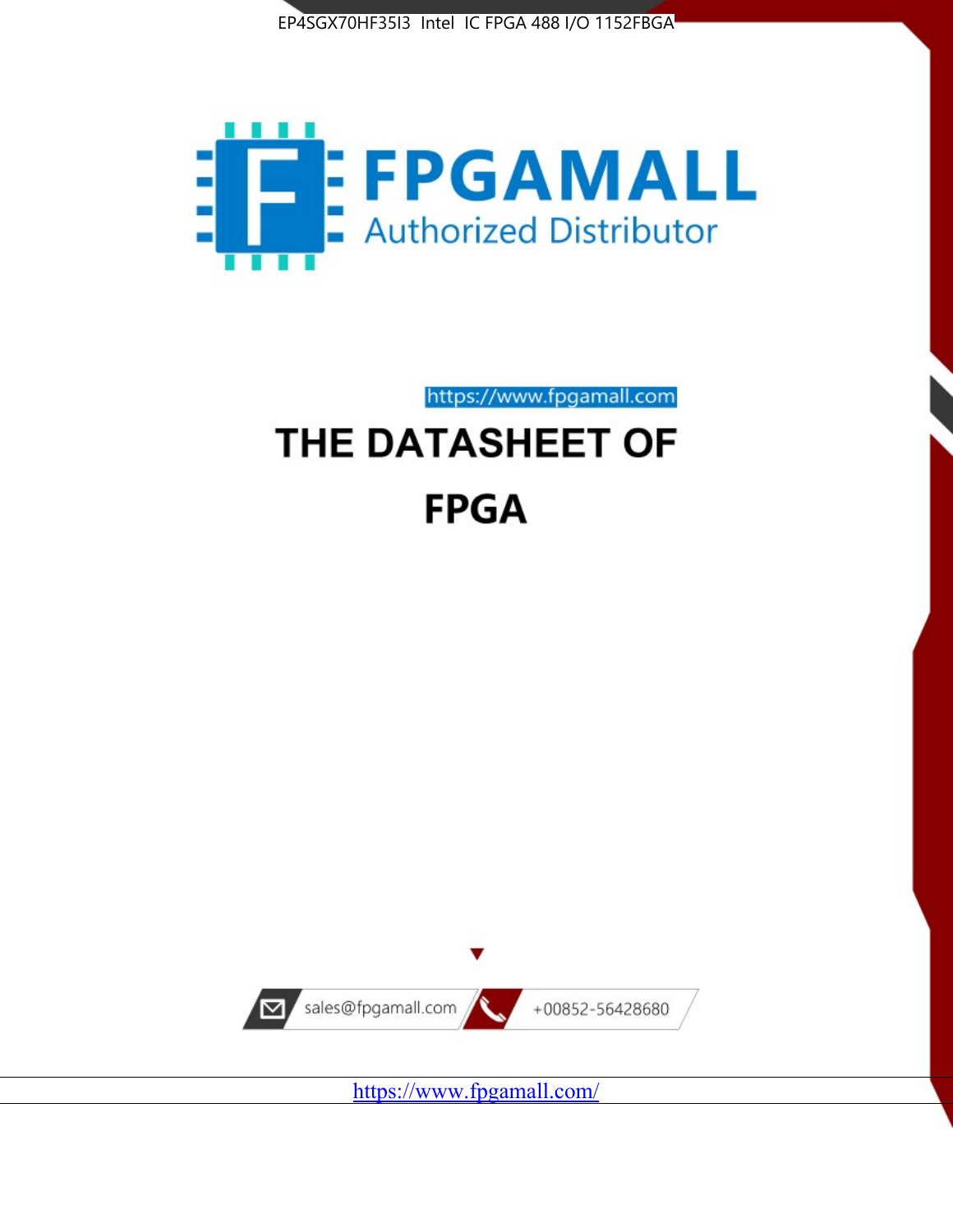EP4SGX70HF35I3 Intel IC FPGA 488 I/O 1152FBGA

FPGAMALL

Authorized Distributor

https://www.fpgamall.com

# THE DATASHEET OF

# FPGA

sales@fpgamall.com

+00852-56428680

https://www.fpgamall.com/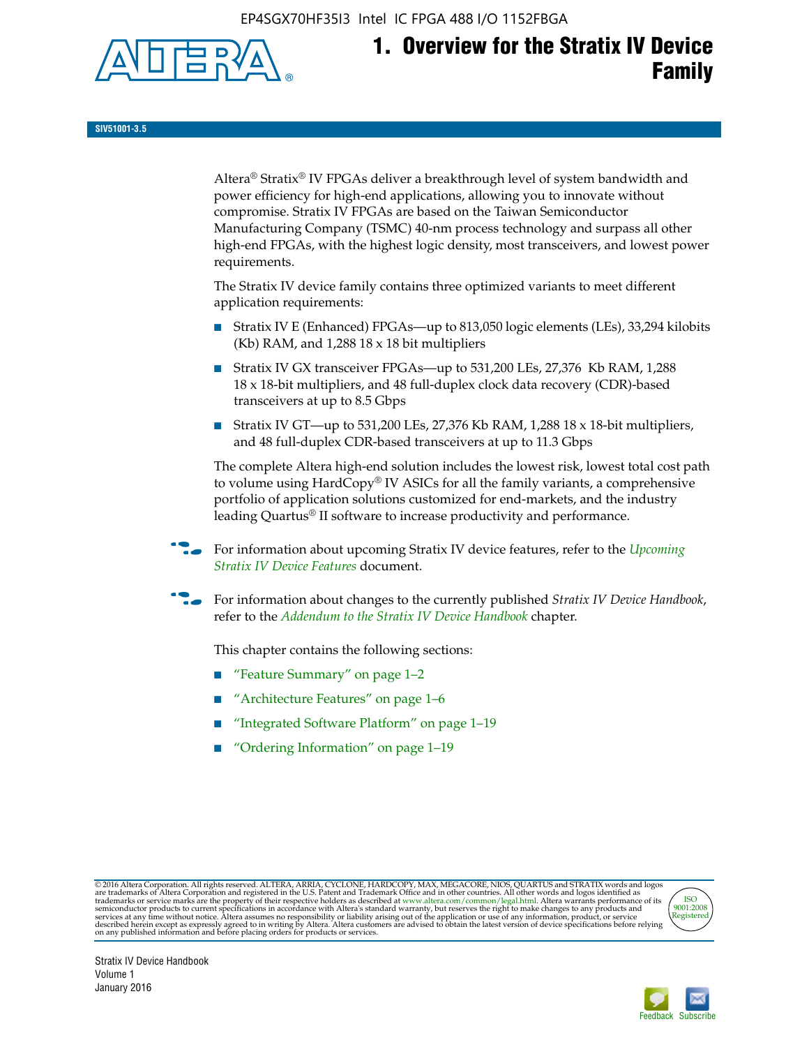# 1. Overview for the Stratix IV Device Family

SIV51001-3.5

Altera® Stratix® IV FPGAs deliver a breakthrough level of system bandwidth and power efficiency for high-end applications, allowing you to innovate without compromise. Stratix IV FPGAs are based on the Taiwan Semiconductor Manufacturing Company (TSMC) 40-nm process technology and surpass all other high-end FPGAs, with the highest logic density, most transceivers, and lowest power requirements.

The Stratix IV device family contains three optimized variants to meet different application requirements:

- Stratix IV E (Enhanced) FPGAs—up to 813,050 logic elements (LEs), 33,294 kilobits (Kb) RAM, and 1,288 18 x 18 bit multipliers
- Stratix IV GX transceiver FPGAs—up to 531,200 LEs, 27,376 Kb RAM, 1,288 18 x 18-bit multipliers, and 48 full-duplex clock data recovery (CDR)-based transceivers at up to 8.5 Gbps
- Stratix IV GT—up to 531,200 LEs, 27,376 Kb RAM, 1,288 18 x 18-bit multipliers, and 48 full-duplex CDR-based transceivers at up to 11.3 Gbps

The complete Altera high-end solution includes the lowest risk, lowest total cost path to volume using HardCopy® IV ASICs for all the family variants, a comprehensive portfolio of application solutions customized for end-markets, and the industry leading Quartus® II software to increase productivity and performance.

For information about upcoming Stratix IV device features, refer to the *Upcoming Stratix IV Device Features* document.

For information about changes to the currently published *Stratix IV Device Handbook*, refer to the *Addendum to the Stratix IV Device Handbook* chapter.

This chapter contains the following sections:

- "Feature Summary" on page 1–2
- "Architecture Features" on page 1–6
- "Integrated Software Platform" on page 1–19
- "Ordering Information" on page 1–19

© 2016 Altera Corporation. All rights reserved. ALTERA, ARRIA, CYCLONE, HARDCOPY, MAX, MEGACORE, NIOS, QUARTUS and STRATIX words and logos are trademarks of Altera Corporation and registered in the U.S. Patent and Trademark Office and in other countries. All other words and logos identified as trademarks or service marks are the property of their respective holders as described at www.altera.com/common/legal.html. Altera warrants performance of its semiconductor products to current specifications in accordance with Altera's standard warranty, but reserves the right to make changes to any products and services at any time without notice. Altera assumes no responsibility or liability arising out of the application or use of any information, product, or service described herein except as expressly agreed to in writing by Altera. Altera customers are advised to obtain the latest version of device specifications before relying on any published information and before placing orders for products or services.

ISO 9001:2008 Registered

Stratix IV Device Handbook
Volume 1
January 2016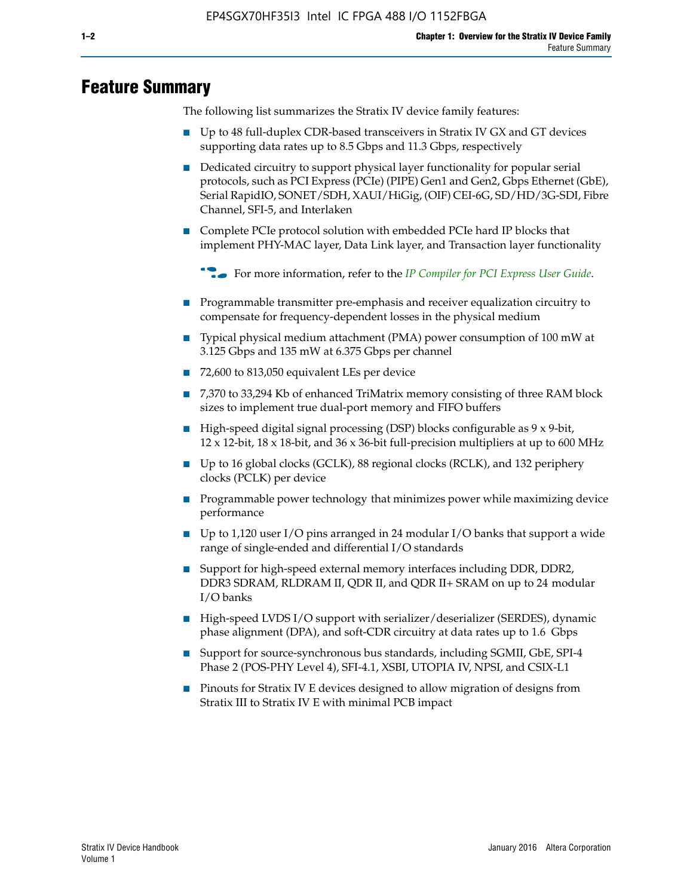# Feature Summary

The following list summarizes the Stratix IV device family features:

- Up to 48 full-duplex CDR-based transceivers in Stratix IV GX and GT devices supporting data rates up to 8.5 Gbps and 11.3 Gbps, respectively
- Dedicated circuitry to support physical layer functionality for popular serial protocols, such as PCI Express (PCIe) (PIPE) Gen1 and Gen2, Gbps Ethernet (GbE), Serial RapidIO, SONET/SDH, XAUI/HiGig, (OIF) CEI-6G, SD/HD/3G-SDI, Fibre Channel, SFI-5, and Interlaken
- Complete PCIe protocol solution with embedded PCIe hard IP blocks that implement PHY-MAC layer, Data Link layer, and Transaction layer functionality

For more information, refer to the *IP Compiler for PCI Express User Guide*.

- Programmable transmitter pre-emphasis and receiver equalization circuitry to compensate for frequency-dependent losses in the physical medium
- Typical physical medium attachment (PMA) power consumption of 100 mW at 3.125 Gbps and 135 mW at 6.375 Gbps per channel
- 72,600 to 813,050 equivalent LEs per device
- 7,370 to 33,294 Kb of enhanced TriMatrix memory consisting of three RAM block sizes to implement true dual-port memory and FIFO buffers
- High-speed digital signal processing (DSP) blocks configurable as 9 x 9-bit, 12 x 12-bit, 18 x 18-bit, and 36 x 36-bit full-precision multipliers at up to 600 MHz
- Up to 16 global clocks (GCLK), 88 regional clocks (RCLK), and 132 periphery clocks (PCLK) per device
- Programmable power technology that minimizes power while maximizing device performance
- Up to 1,120 user I/O pins arranged in 24 modular I/O banks that support a wide range of single-ended and differential I/O standards
- Support for high-speed external memory interfaces including DDR, DDR2, DDR3 SDRAM, RLDRAM II, QDR II, and QDR II+ SRAM on up to 24 modular I/O banks
- High-speed LVDS I/O support with serializer/deserializer (SERDES), dynamic phase alignment (DPA), and soft-CDR circuitry at data rates up to 1.6 Gbps
- Support for source-synchronous bus standards, including SGMII, GbE, SPI-4 Phase 2 (POS-PHY Level 4), SFI-4.1, XSBI, UTOPIA IV, NPSI, and CSIX-L1
- Pinouts for Stratix IV E devices designed to allow migration of designs from Stratix III to Stratix IV E with minimal PCB impact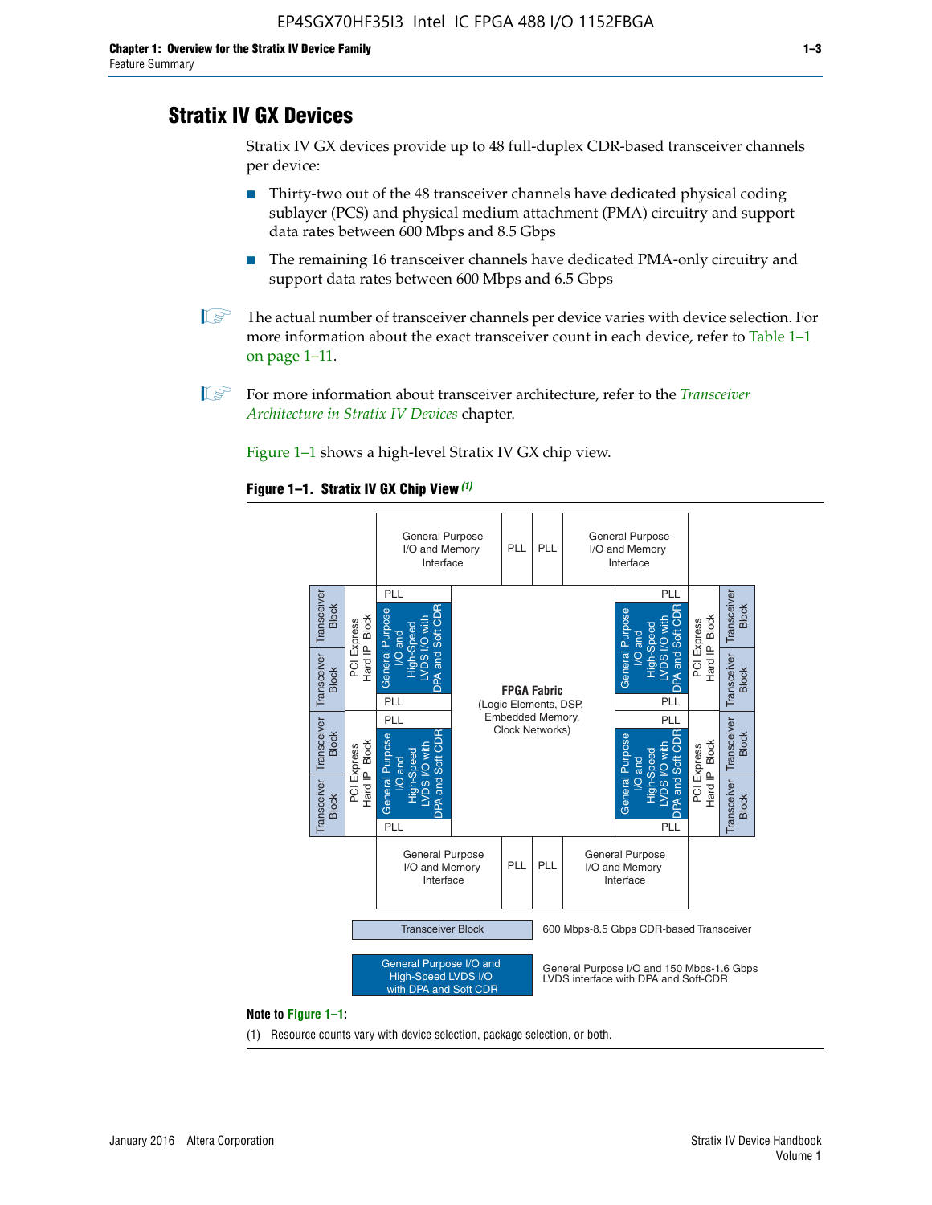## Stratix IV GX Devices

Stratix IV GX devices provide up to 48 full-duplex CDR-based transceiver channels per device:

- Thirty-two out of the 48 transceiver channels have dedicated physical coding sublayer (PCS) and physical medium attachment (PMA) circuitry and support data rates between 600 Mbps and 8.5 Gbps
- The remaining 16 transceiver channels have dedicated PMA-only circuitry and support data rates between 600 Mbps and 6.5 Gbps

The actual number of transceiver channels per device varies with device selection. For more information about the exact transceiver count in each device, refer to Table 1–1 on page 1–11.

For more information about transceiver architecture, refer to the *Transceiver Architecture in Stratix IV Devices* chapter.

Figure 1–1 shows a high-level Stratix IV GX chip view.

**Figure 1–1. Stratix IV GX Chip View** *(1)*

General Purpose I/O and Memory Interface | PLL | PLL | General Purpose I/O and Memory Interface

Transceiver Block | Transceiver Block | PCI Express Hard IP Block | PLL | General Purpose I/O and High-Speed LVDS I/O with DPA and Soft CDR | PLL

Transceiver Block | Transceiver Block | PCI Express Hard IP Block | PLL | General Purpose I/O and High-Speed LVDS I/O with DPA and Soft CDR | PLL

**FPGA Fabric** (Logic Elements, DSP, Embedded Memory, Clock Networks)

General Purpose I/O and Memory Interface | PLL | PLL | General Purpose I/O and Memory Interface

Transceiver Block — 600 Mbps-8.5 Gbps CDR-based Transceiver

General Purpose I/O and High-Speed LVDS I/O with DPA and Soft CDR — General Purpose I/O and 150 Mbps-1.6 Gbps LVDS interface with DPA and Soft-CDR

**Note to Figure 1–1:**

(1) Resource counts vary with device selection, package selection, or both.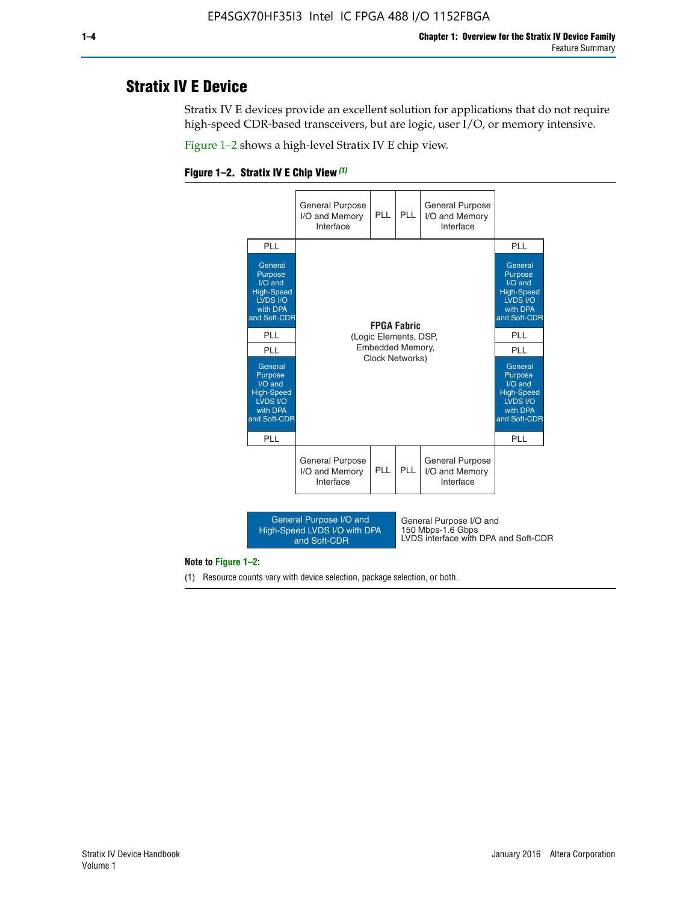## Stratix IV E Device

Stratix IV E devices provide an excellent solution for applications that do not require high-speed CDR-based transceivers, but are logic, user I/O, or memory intensive.

Figure 1–2 shows a high-level Stratix IV E chip view.

**Figure 1–2. Stratix IV E Chip View (1)**

General Purpose I/O and Memory Interface | PLL | PLL | General Purpose I/O and Memory Interface

PLL | General Purpose I/O and High-Speed LVDS I/O with DPA and Soft-CDR | PLL | PLL | General Purpose I/O and High-Speed LVDS I/O with DPA and Soft-CDR | PLL

**FPGA Fabric**
(Logic Elements, DSP, Embedded Memory, Clock Networks)

PLL | General Purpose I/O and High-Speed LVDS I/O with DPA and Soft-CDR | PLL | PLL | General Purpose I/O and High-Speed LVDS I/O with DPA and Soft-CDR | PLL

General Purpose I/O and Memory Interface | PLL | PLL | General Purpose I/O and Memory Interface

General Purpose I/O and High-Speed LVDS I/O with DPA and Soft-CDR — General Purpose I/O and 150 Mbps-1.6 Gbps LVDS interface with DPA and Soft-CDR

**Note to Figure 1–2:**

(1) Resource counts vary with device selection, package selection, or both.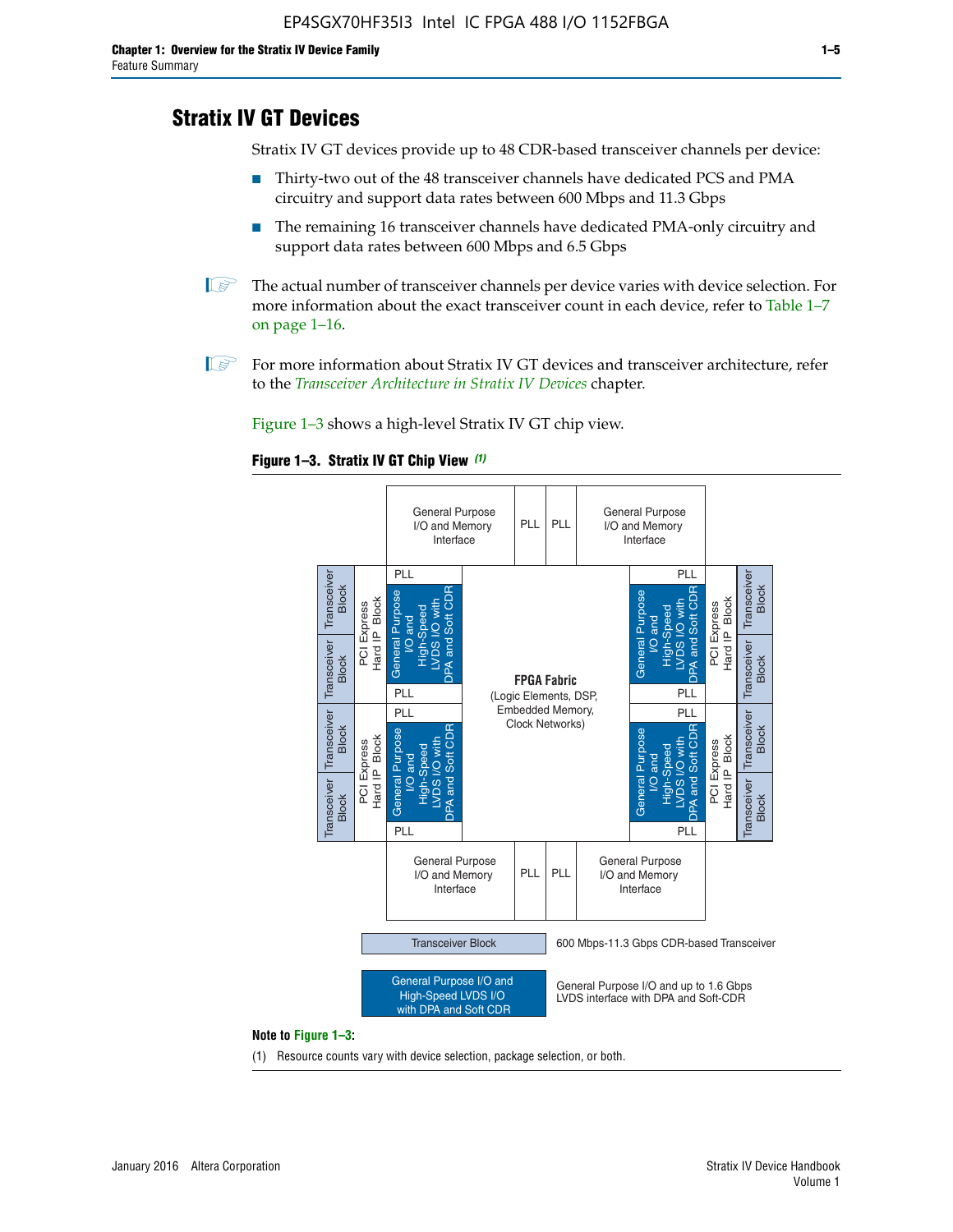## Stratix IV GT Devices

Stratix IV GT devices provide up to 48 CDR-based transceiver channels per device:

- Thirty-two out of the 48 transceiver channels have dedicated PCS and PMA circuitry and support data rates between 600 Mbps and 11.3 Gbps
- The remaining 16 transceiver channels have dedicated PMA-only circuitry and support data rates between 600 Mbps and 6.5 Gbps

The actual number of transceiver channels per device varies with device selection. For more information about the exact transceiver count in each device, refer to Table 1–7 on page 1–16.

For more information about Stratix IV GT devices and transceiver architecture, refer to the *Transceiver Architecture in Stratix IV Devices* chapter.

Figure 1–3 shows a high-level Stratix IV GT chip view.

**Figure 1–3. Stratix IV GT Chip View** *(1)*

General Purpose I/O and Memory Interface | PLL | PLL | General Purpose I/O and Memory Interface

Transceiver Block | PCI Express Hard IP Block | PLL | General Purpose I/O and High-Speed LVDS I/O with DPA and Soft CDR | PLL

**FPGA Fabric** (Logic Elements, DSP, Embedded Memory, Clock Networks)

Transceiver Block — 600 Mbps-11.3 Gbps CDR-based Transceiver

General Purpose I/O and High-Speed LVDS I/O with DPA and Soft CDR — General Purpose I/O and up to 1.6 Gbps LVDS interface with DPA and Soft-CDR

**Note to Figure 1–3:**

(1) Resource counts vary with device selection, package selection, or both.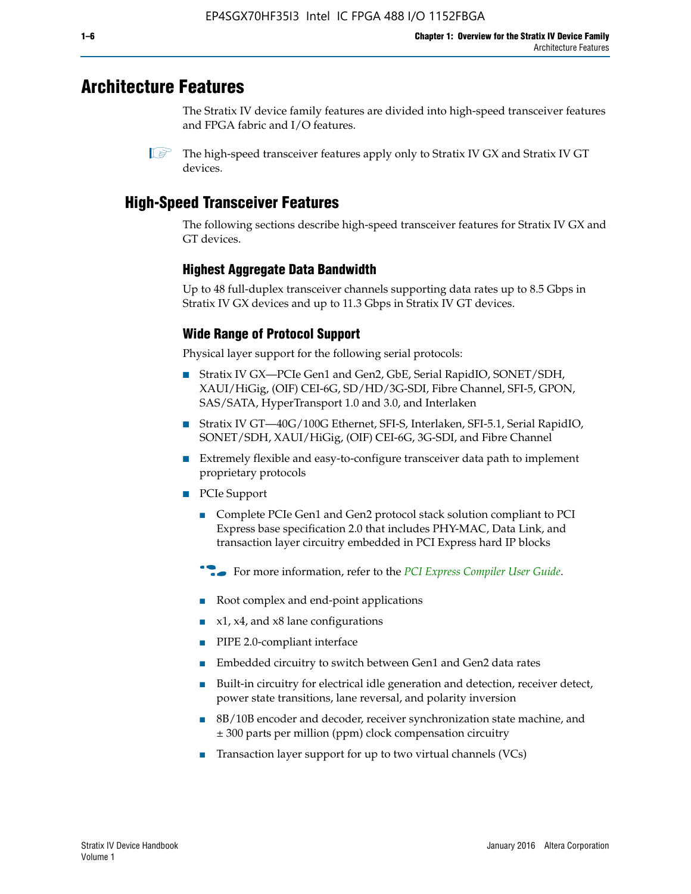# Architecture Features

The Stratix IV device family features are divided into high-speed transceiver features and FPGA fabric and I/O features.

The high-speed transceiver features apply only to Stratix IV GX and Stratix IV GT devices.

## High-Speed Transceiver Features

The following sections describe high-speed transceiver features for Stratix IV GX and GT devices.

### Highest Aggregate Data Bandwidth

Up to 48 full-duplex transceiver channels supporting data rates up to 8.5 Gbps in Stratix IV GX devices and up to 11.3 Gbps in Stratix IV GT devices.

### Wide Range of Protocol Support

Physical layer support for the following serial protocols:

- Stratix IV GX—PCIe Gen1 and Gen2, GbE, Serial RapidIO, SONET/SDH, XAUI/HiGig, (OIF) CEI-6G, SD/HD/3G-SDI, Fibre Channel, SFI-5, GPON, SAS/SATA, HyperTransport 1.0 and 3.0, and Interlaken
- Stratix IV GT—40G/100G Ethernet, SFI-S, Interlaken, SFI-5.1, Serial RapidIO, SONET/SDH, XAUI/HiGig, (OIF) CEI-6G, 3G-SDI, and Fibre Channel
- Extremely flexible and easy-to-configure transceiver data path to implement proprietary protocols
- PCIe Support
  - Complete PCIe Gen1 and Gen2 protocol stack solution compliant to PCI Express base specification 2.0 that includes PHY-MAC, Data Link, and transaction layer circuitry embedded in PCI Express hard IP blocks

  For more information, refer to the *PCI Express Compiler User Guide*.

  - Root complex and end-point applications
  - x1, x4, and x8 lane configurations
  - PIPE 2.0-compliant interface
  - Embedded circuitry to switch between Gen1 and Gen2 data rates
  - Built-in circuitry for electrical idle generation and detection, receiver detect, power state transitions, lane reversal, and polarity inversion
  - 8B/10B encoder and decoder, receiver synchronization state machine, and ± 300 parts per million (ppm) clock compensation circuitry
  - Transaction layer support for up to two virtual channels (VCs)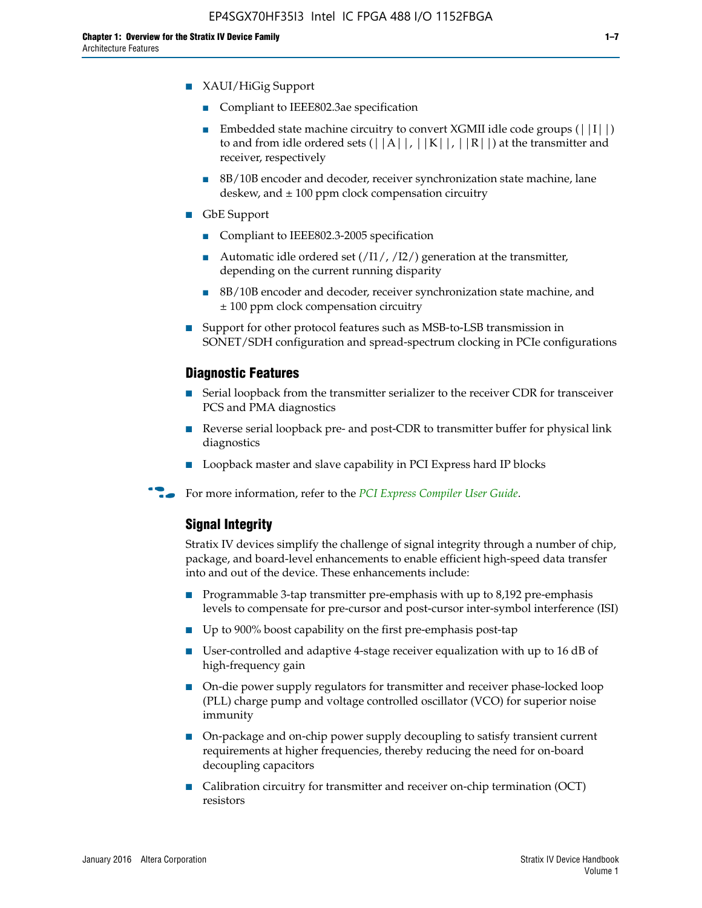- XAUI/HiGig Support
  - Compliant to IEEE802.3ae specification
  - Embedded state machine circuitry to convert XGMII idle code groups (||I||) to and from idle ordered sets (||A||, ||K||, ||R||) at the transmitter and receiver, respectively
  - 8B/10B encoder and decoder, receiver synchronization state machine, lane deskew, and ± 100 ppm clock compensation circuitry
- GbE Support
  - Compliant to IEEE802.3-2005 specification
  - Automatic idle ordered set (/I1/, /I2/) generation at the transmitter, depending on the current running disparity
  - 8B/10B encoder and decoder, receiver synchronization state machine, and ± 100 ppm clock compensation circuitry
- Support for other protocol features such as MSB-to-LSB transmission in SONET/SDH configuration and spread-spectrum clocking in PCIe configurations

### Diagnostic Features

- Serial loopback from the transmitter serializer to the receiver CDR for transceiver PCS and PMA diagnostics
- Reverse serial loopback pre- and post-CDR to transmitter buffer for physical link diagnostics
- Loopback master and slave capability in PCI Express hard IP blocks

For more information, refer to the *PCI Express Compiler User Guide*.

### Signal Integrity

Stratix IV devices simplify the challenge of signal integrity through a number of chip, package, and board-level enhancements to enable efficient high-speed data transfer into and out of the device. These enhancements include:

- Programmable 3-tap transmitter pre-emphasis with up to 8,192 pre-emphasis levels to compensate for pre-cursor and post-cursor inter-symbol interference (ISI)
- Up to 900% boost capability on the first pre-emphasis post-tap
- User-controlled and adaptive 4-stage receiver equalization with up to 16 dB of high-frequency gain
- On-die power supply regulators for transmitter and receiver phase-locked loop (PLL) charge pump and voltage controlled oscillator (VCO) for superior noise immunity
- On-package and on-chip power supply decoupling to satisfy transient current requirements at higher frequencies, thereby reducing the need for on-board decoupling capacitors
- Calibration circuitry for transmitter and receiver on-chip termination (OCT) resistors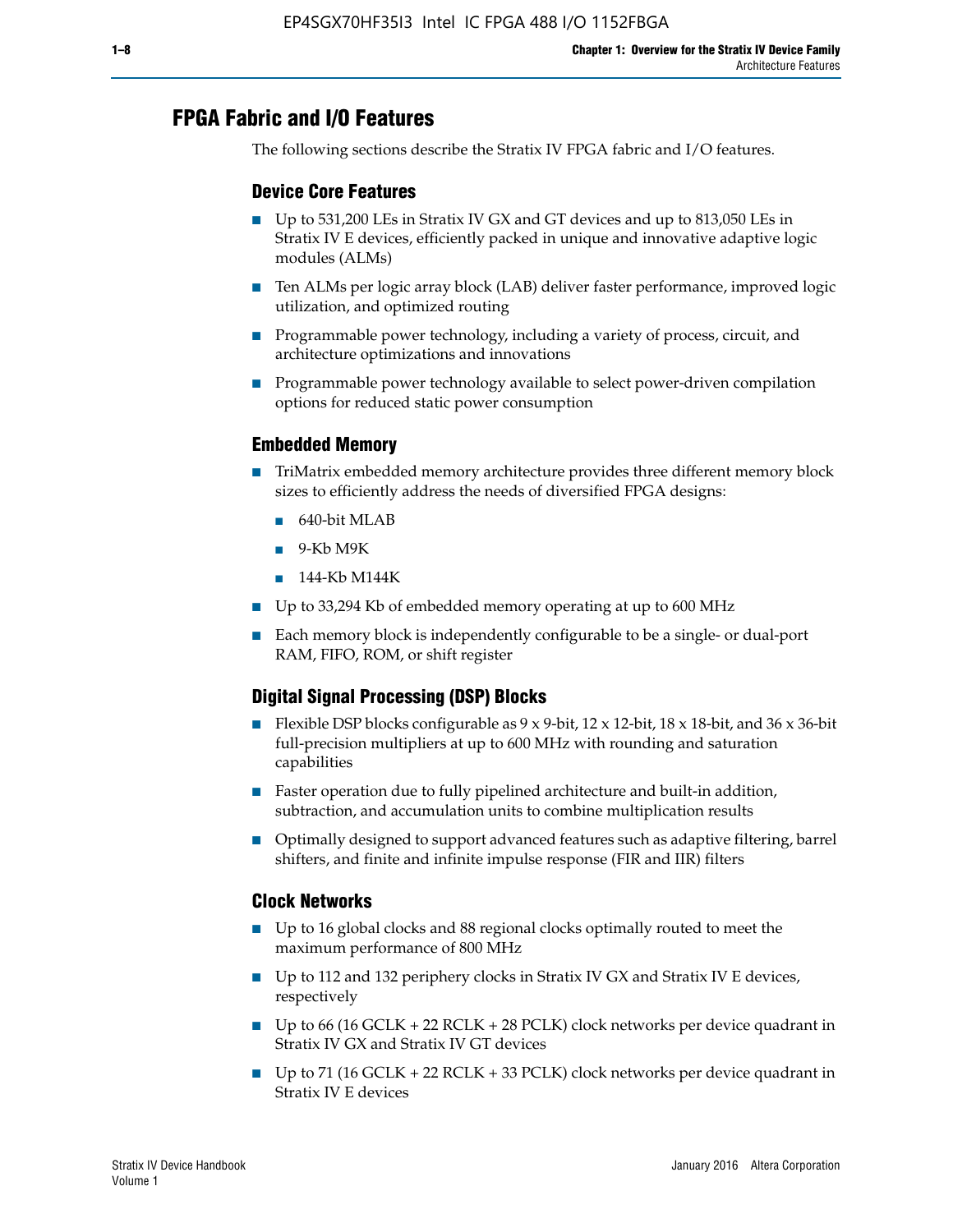## FPGA Fabric and I/O Features

The following sections describe the Stratix IV FPGA fabric and I/O features.

### Device Core Features

- Up to 531,200 LEs in Stratix IV GX and GT devices and up to 813,050 LEs in Stratix IV E devices, efficiently packed in unique and innovative adaptive logic modules (ALMs)
- Ten ALMs per logic array block (LAB) deliver faster performance, improved logic utilization, and optimized routing
- Programmable power technology, including a variety of process, circuit, and architecture optimizations and innovations
- Programmable power technology available to select power-driven compilation options for reduced static power consumption

### Embedded Memory

- TriMatrix embedded memory architecture provides three different memory block sizes to efficiently address the needs of diversified FPGA designs:
  - 640-bit MLAB
  - 9-Kb M9K
  - 144-Kb M144K
- Up to 33,294 Kb of embedded memory operating at up to 600 MHz
- Each memory block is independently configurable to be a single- or dual-port RAM, FIFO, ROM, or shift register

### Digital Signal Processing (DSP) Blocks

- Flexible DSP blocks configurable as 9 x 9-bit, 12 x 12-bit, 18 x 18-bit, and 36 x 36-bit full-precision multipliers at up to 600 MHz with rounding and saturation capabilities
- Faster operation due to fully pipelined architecture and built-in addition, subtraction, and accumulation units to combine multiplication results
- Optimally designed to support advanced features such as adaptive filtering, barrel shifters, and finite and infinite impulse response (FIR and IIR) filters

### Clock Networks

- Up to 16 global clocks and 88 regional clocks optimally routed to meet the maximum performance of 800 MHz
- Up to 112 and 132 periphery clocks in Stratix IV GX and Stratix IV E devices, respectively
- Up to 66 (16 GCLK + 22 RCLK + 28 PCLK) clock networks per device quadrant in Stratix IV GX and Stratix IV GT devices
- Up to 71 (16 GCLK + 22 RCLK + 33 PCLK) clock networks per device quadrant in Stratix IV E devices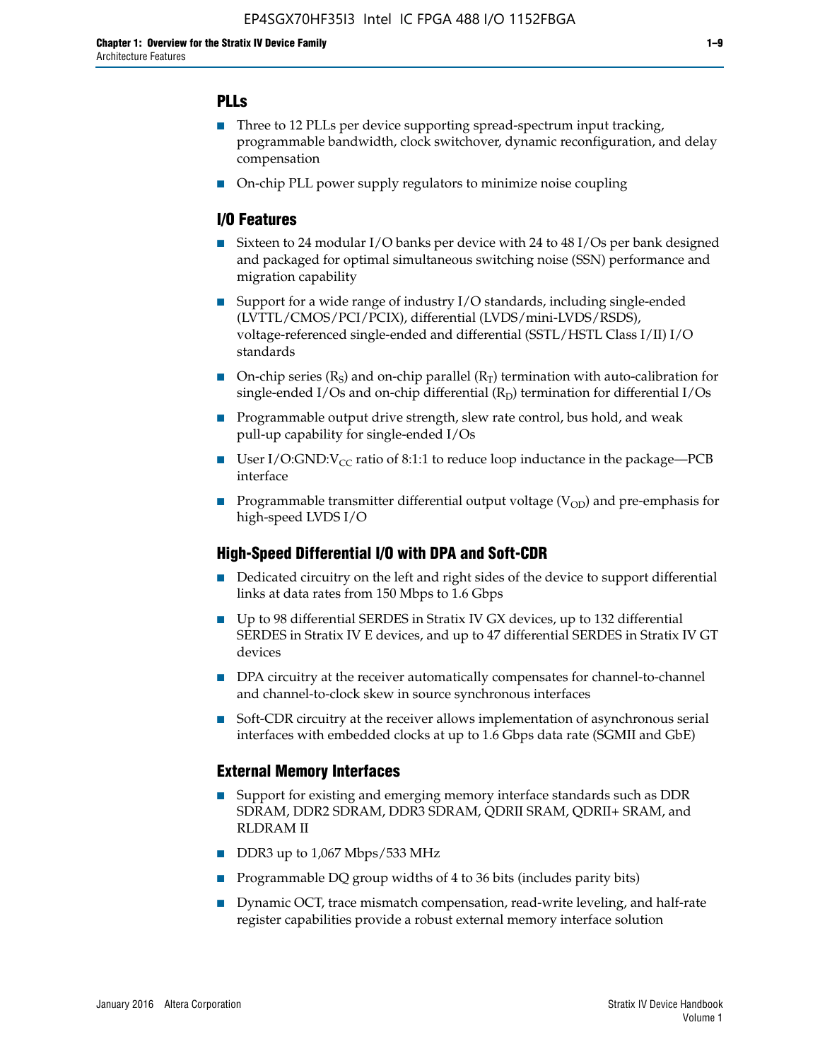## PLLs

- Three to 12 PLLs per device supporting spread-spectrum input tracking, programmable bandwidth, clock switchover, dynamic reconfiguration, and delay compensation
- On-chip PLL power supply regulators to minimize noise coupling

## I/O Features

- Sixteen to 24 modular I/O banks per device with 24 to 48 I/Os per bank designed and packaged for optimal simultaneous switching noise (SSN) performance and migration capability
- Support for a wide range of industry I/O standards, including single-ended (LVTTL/CMOS/PCI/PCIX), differential (LVDS/mini-LVDS/RSDS), voltage-referenced single-ended and differential (SSTL/HSTL Class I/II) I/O standards
- On-chip series ($R_S$) and on-chip parallel ($R_T$) termination with auto-calibration for single-ended I/Os and on-chip differential ($R_D$) termination for differential I/Os
- Programmable output drive strength, slew rate control, bus hold, and weak pull-up capability for single-ended I/Os
- User I/O:GND:$V_{CC}$ ratio of 8:1:1 to reduce loop inductance in the package—PCB interface
- Programmable transmitter differential output voltage ($V_{OD}$) and pre-emphasis for high-speed LVDS I/O

## High-Speed Differential I/O with DPA and Soft-CDR

- Dedicated circuitry on the left and right sides of the device to support differential links at data rates from 150 Mbps to 1.6 Gbps
- Up to 98 differential SERDES in Stratix IV GX devices, up to 132 differential SERDES in Stratix IV E devices, and up to 47 differential SERDES in Stratix IV GT devices
- DPA circuitry at the receiver automatically compensates for channel-to-channel and channel-to-clock skew in source synchronous interfaces
- Soft-CDR circuitry at the receiver allows implementation of asynchronous serial interfaces with embedded clocks at up to 1.6 Gbps data rate (SGMII and GbE)

## External Memory Interfaces

- Support for existing and emerging memory interface standards such as DDR SDRAM, DDR2 SDRAM, DDR3 SDRAM, QDRII SRAM, QDRII+ SRAM, and RLDRAM II
- DDR3 up to 1,067 Mbps/533 MHz
- Programmable DQ group widths of 4 to 36 bits (includes parity bits)
- Dynamic OCT, trace mismatch compensation, read-write leveling, and half-rate register capabilities provide a robust external memory interface solution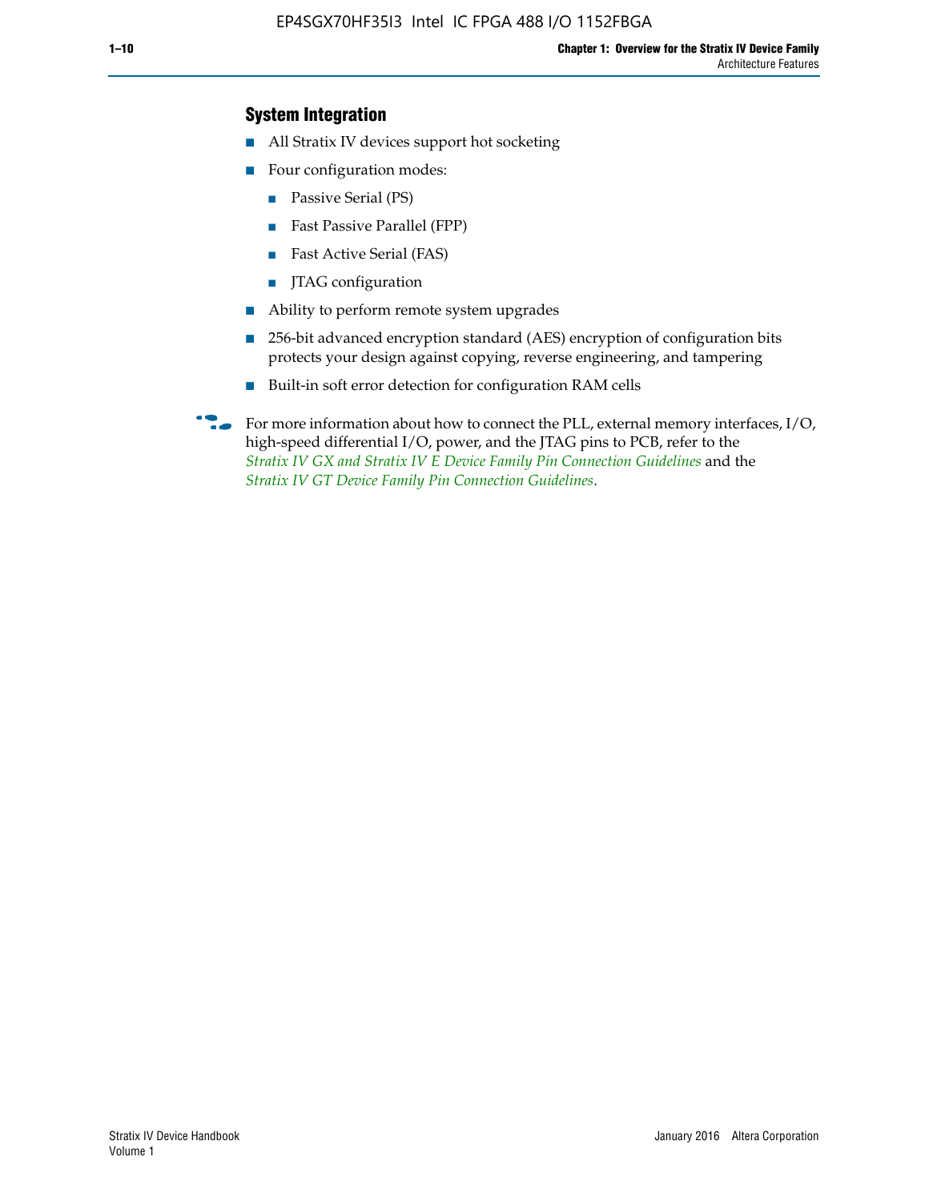### System Integration

- All Stratix IV devices support hot socketing
- Four configuration modes:
  - Passive Serial (PS)
  - Fast Passive Parallel (FPP)
  - Fast Active Serial (FAS)
  - JTAG configuration
- Ability to perform remote system upgrades
- 256-bit advanced encryption standard (AES) encryption of configuration bits protects your design against copying, reverse engineering, and tampering
- Built-in soft error detection for configuration RAM cells

For more information about how to connect the PLL, external memory interfaces, I/O, high-speed differential I/O, power, and the JTAG pins to PCB, refer to the *Stratix IV GX and Stratix IV E Device Family Pin Connection Guidelines* and the *Stratix IV GT Device Family Pin Connection Guidelines*.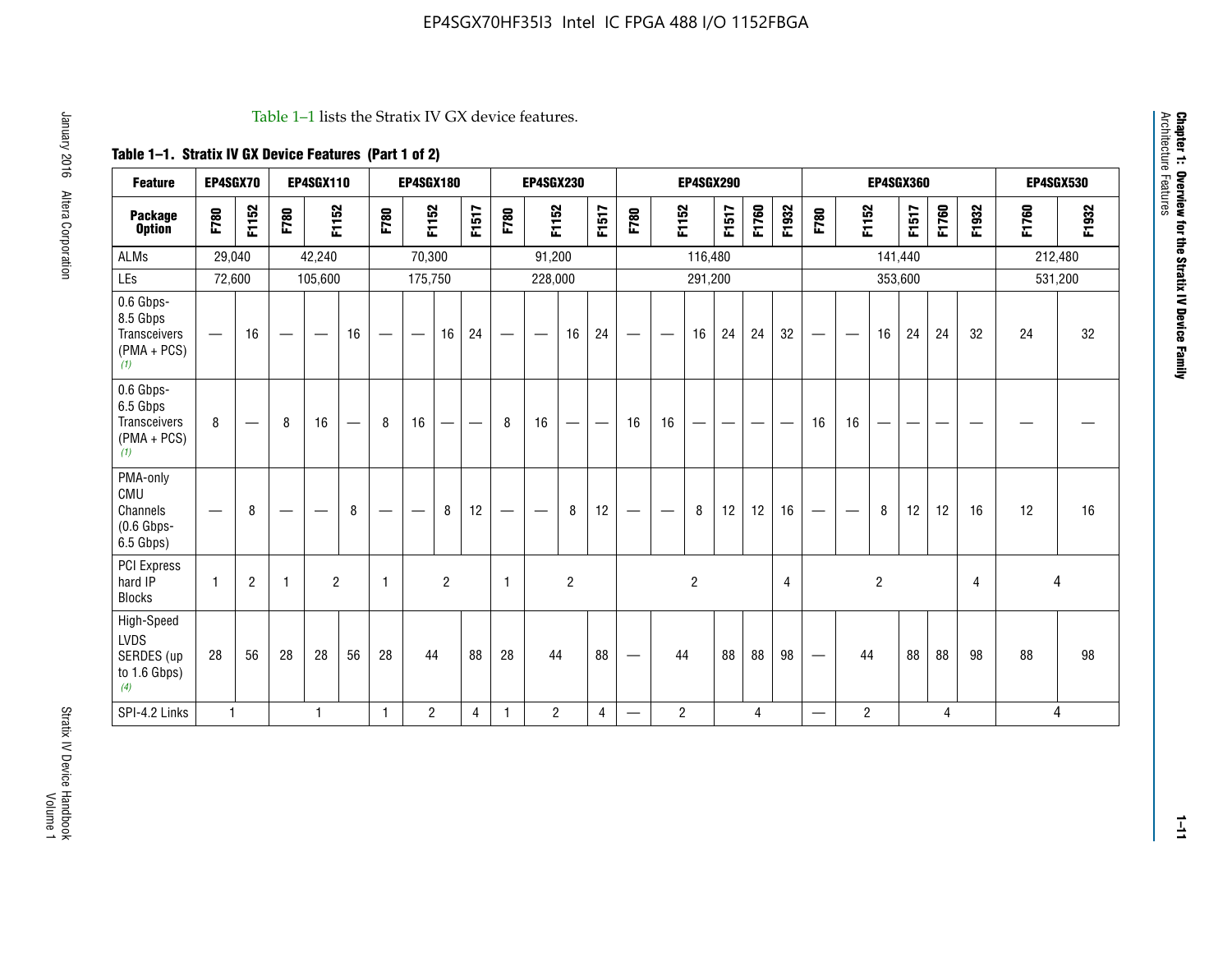Table 1–1 lists the Stratix IV GX device features.

**Table 1–1. Stratix IV GX Device Features (Part 1 of 2)**

| Feature | EP4SGX70 | | EP4SGX110 | | | EP4SGX180 | | | | EP4SGX230 | | | | EP4SGX290 | | | | | | EP4SGX360 | | | | | | EP4SGX530 | |
|---|---|---|---|---|---|---|---|---|---|---|---|---|---|---|---|---|---|---|---|---|---|---|---|---|---|---|---|
| **Package Option** | F780 | F1152 | F780 | F1152 | | F780 | F1152 | | F1517 | F780 | F1152 | | F1517 | F780 | F1152 | | F1517 | F1760 | F1932 | F780 | F1152 | | F1517 | F1760 | F1932 | F1760 | F1932 |
| ALMs | 29,040 | | 42,240 | | | 70,300 | | | | 91,200 | | | | 116,480 | | | | | | 141,440 | | | | | | 212,480 | |
| LEs | 72,600 | | 105,600 | | | 175,750 | | | | 228,000 | | | | 291,200 | | | | | | 353,600 | | | | | | 531,200 | |
| 0.6 Gbps-8.5 Gbps Transceivers (PMA + PCS) *(1)* | — | 16 | — | — | 16 | — | — | 16 | 24 | — | — | 16 | 24 | — | — | 16 | 24 | 24 | 32 | — | — | 16 | 24 | 24 | 32 | 24 | 32 |
| 0.6 Gbps-6.5 Gbps Transceivers (PMA + PCS) *(1)* | 8 | — | 8 | 16 | — | 8 | 16 | — | — | 8 | 16 | — | — | 16 | 16 | — | — | — | — | 16 | 16 | — | — | — | — | — | — |
| PMA-only CMU Channels (0.6 Gbps-6.5 Gbps) | — | 8 | — | — | 8 | — | — | 8 | 12 | — | — | 8 | 12 | — | — | 8 | 12 | 12 | 16 | — | — | 8 | 12 | 12 | 16 | 12 | 16 |
| PCI Express hard IP Blocks | 1 | 2 | 1 | 2 | | 1 | 2 | | | 1 | 2 | | | 2 | | | | | 4 | 2 | | | | | 4 | 4 | |
| High-Speed LVDS SERDES (up to 1.6 Gbps) *(4)* | 28 | 56 | 28 | 28 | 56 | 28 | 44 | | 88 | 28 | 44 | | 88 | — | 44 | | 88 | 88 | 98 | — | 44 | | 88 | 88 | 98 | 88 | 98 |
| SPI-4.2 Links | 1 | | 1 | | | 1 | 2 | | 4 | 1 | 2 | | 4 | — | 2 | | 4 | | | — | 2 | | 4 | | | 4 | |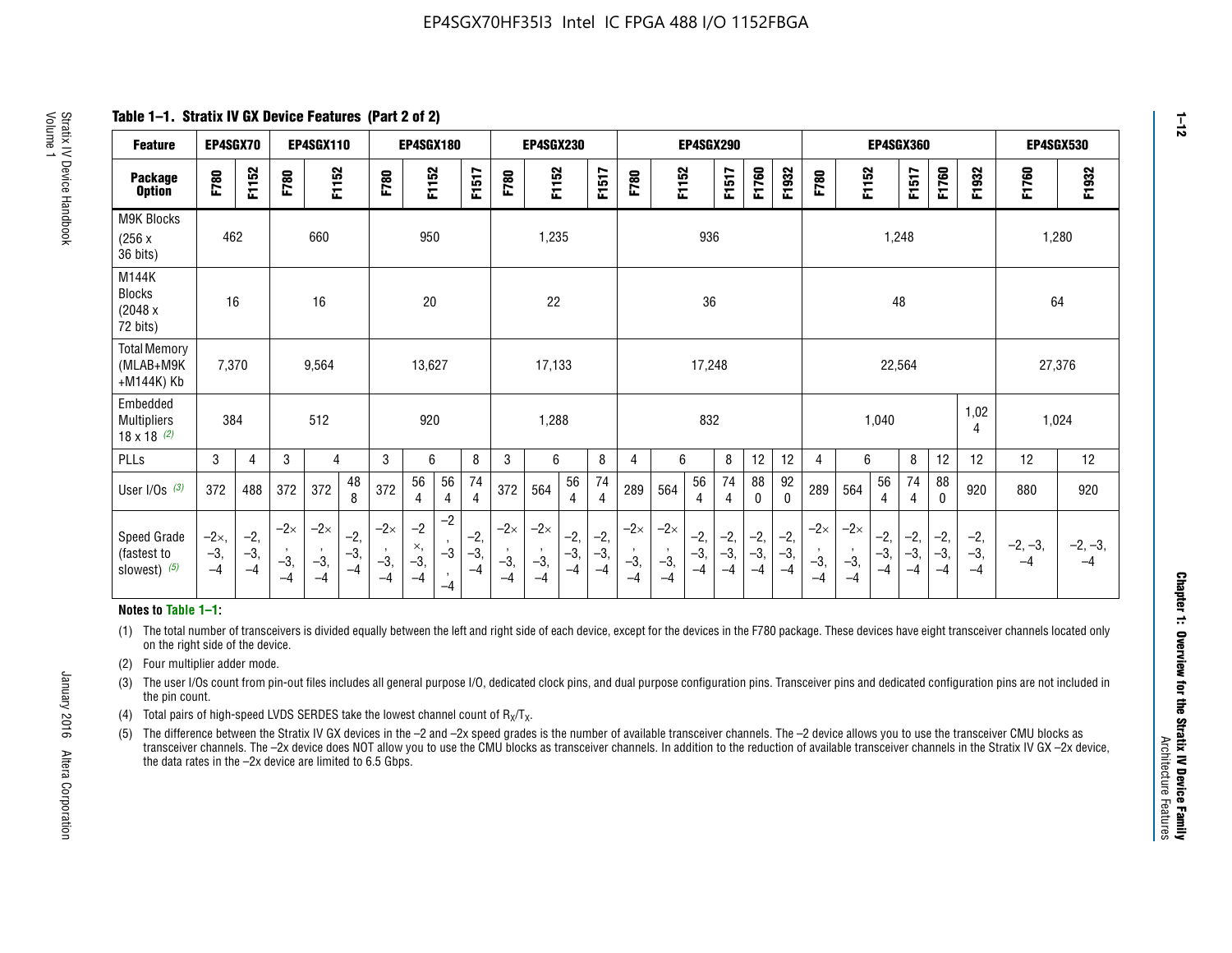**Table 1–1. Stratix IV GX Device Features (Part 2 of 2)**

| Feature | EP4SGX70 | | EP4SGX110 | | | EP4SGX180 | | | | EP4SGX230 | | | | EP4SGX290 | | | | | | EP4SGX360 | | | | | | EP4SGX530 | |
|---|---|---|---|---|---|---|---|---|---|---|---|---|---|---|---|---|---|---|---|---|---|---|---|---|---|---|---|
| Package Option | F780 | F1152 | F780 | F1152 | | F780 | F1152 | | F1517 | F780 | F1152 | | F1517 | F780 | F1152 | | F1517 | F1760 | F1932 | F780 | F1152 | | F1517 | F1760 | F1932 | F1760 | F1932 |
| M9K Blocks (256 x 36 bits) | 462 | | 660 | | | 950 | | | | 1,235 | | | | 936 | | | | | | 1,248 | | | | | | 1,280 | |
| M144K Blocks (2048 x 72 bits) | 16 | | 16 | | | 20 | | | | 22 | | | | 36 | | | | | | 48 | | | | | | 64 | |
| Total Memory (MLAB+M9K +M144K) Kb | 7,370 | | 9,564 | | | 13,627 | | | | 17,133 | | | | 17,248 | | | | | | 22,564 | | | | | | 27,376 | |
| Embedded Multipliers 18 x 18 (2) | 384 | | 512 | | | 920 | | | | 1,288 | | | | 832 | | | | | | 1,040 | | | | | 1,024 | 1,024 | |
| PLLs | 3 | 4 | 3 | 4 | | 3 | 6 | | 8 | 3 | 6 | | 8 | 4 | 6 | | 8 | 12 | 12 | 4 | 6 | | 8 | 12 | 12 | 12 | 12 |
| User I/Os (3) | 372 | 488 | 372 | 372 | 488 | 372 | 564 | 564 | 744 | 372 | 564 | 564 | 744 | 289 | 564 | 564 | 744 | 880 | 920 | 289 | 564 | 564 | 744 | 880 | 920 | 880 | 920 |
| Speed Grade (fastest to slowest) (5) | –2×, –3, –4 | –2, –3, –4 | –2×, –3, –4 | –2×, –3, –4 | –2, –3, –4 | –2×, –3, –4 | –2×, –3, –4 | –2, –3, –4 | –2, –3, –4 | –2×, –3, –4 | –2×, –3, –4 | –2, –3, –4 | –2, –3, –4 | –2×, –3, –4 | –2×, –3, –4 | –2, –3, –4 | –2, –3, –4 | –2, –3, –4 | –2, –3, –4 | –2×, –3, –4 | –2×, –3, –4 | –2, –3, –4 | –2, –3, –4 | –2, –3, –4 | –2, –3, –4 | –2, –3, –4 | –2, –3, –4 |

**Notes to Table 1–1:**

(1) The total number of transceivers is divided equally between the left and right side of each device, except for the devices in the F780 package. These devices have eight transceiver channels located only on the right side of the device.

(2) Four multiplier adder mode.

(3) The user I/Os count from pin-out files includes all general purpose I/O, dedicated clock pins, and dual purpose configuration pins. Transceiver pins and dedicated configuration pins are not included in the pin count.

(4) Total pairs of high-speed LVDS SERDES take the lowest channel count of $R_X/T_X$.

(5) The difference between the Stratix IV GX devices in the –2 and –2x speed grades is the number of available transceiver channels. The –2 device allows you to use the transceiver CMU blocks as transceiver channels. The –2x device does NOT allow you to use the CMU blocks as transceiver channels. In addition to the reduction of available transceiver channels in the Stratix IV GX –2x device, the data rates in the –2x device are limited to 6.5 Gbps.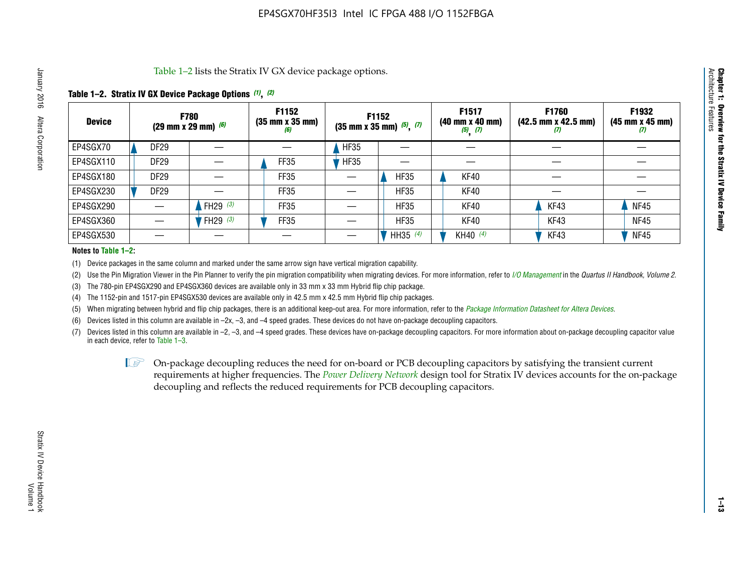Table 1–2 lists the Stratix IV GX device package options.

**Table 1–2. Stratix IV GX Device Package Options (1), (2)**

| Device | F780 (29 mm x 29 mm) (6) | | F1152 (35 mm x 35 mm) (6) | F1152 (35 mm x 35 mm) (5), (7) | | F1517 (40 mm x 40 mm) (5), (7) | F1760 (42.5 mm x 42.5 mm) (7) | F1932 (45 mm x 45 mm) (7) |
|---|---|---|---|---|---|---|---|---|
| EP4SGX70 | DF29 | — | — | HF35 | — | — | — | — |
| EP4SGX110 | DF29 | — | FF35 | HF35 | — | — | — | — |
| EP4SGX180 | DF29 | — | FF35 | — | HF35 | KF40 | — | — |
| EP4SGX230 | DF29 | — | FF35 | — | HF35 | KF40 | — | — |
| EP4SGX290 | — | FH29 (3) | FF35 | — | HF35 | KF40 | KF43 | NF45 |
| EP4SGX360 | — | FH29 (3) | FF35 | — | HF35 | KF40 | KF43 | NF45 |
| EP4SGX530 | — | — | — | — | HH35 (4) | KH40 (4) | KF43 | NF45 |

**Notes to Table 1–2:**

(1) Device packages in the same column and marked under the same arrow sign have vertical migration capability.

(2) Use the Pin Migration Viewer in the Pin Planner to verify the pin migration compatibility when migrating devices. For more information, refer to *I/O Management* in the *Quartus II Handbook, Volume 2*.

(3) The 780-pin EP4SGX290 and EP4SGX360 devices are available only in 33 mm x 33 mm Hybrid flip chip package.

(4) The 1152-pin and 1517-pin EP4SGX530 devices are available only in 42.5 mm x 42.5 mm Hybrid flip chip packages.

(5) When migrating between hybrid and flip chip packages, there is an additional keep-out area. For more information, refer to the *Package Information Datasheet for Altera Devices*.

(6) Devices listed in this column are available in –2x, –3, and –4 speed grades. These devices do not have on-package decoupling capacitors.

(7) Devices listed in this column are available in –2, –3, and –4 speed grades. These devices have on-package decoupling capacitors. For more information about on-package decoupling capacitor value in each device, refer to Table 1–3.

On-package decoupling reduces the need for on-board or PCB decoupling capacitors by satisfying the transient current requirements at higher frequencies. The *Power Delivery Network* design tool for Stratix IV devices accounts for the on-package decoupling and reflects the reduced requirements for PCB decoupling capacitors.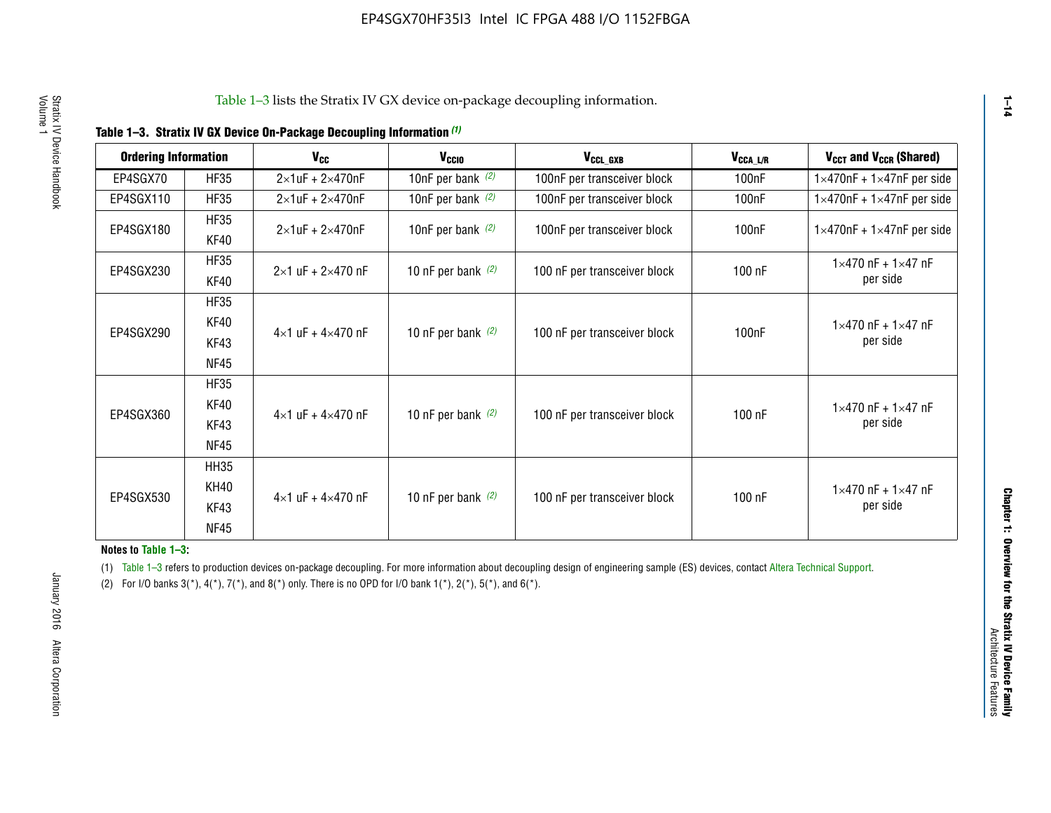Table 1–3 lists the Stratix IV GX device on-package decoupling information.

**Table 1–3. Stratix IV GX Device On-Package Decoupling Information (1)**

| Ordering Information | | $V_{CC}$ | $V_{CCIO}$ | $V_{CCL\_GXB}$ | $V_{CCA\_L/R}$ | $V_{CCT}$ and $V_{CCR}$ (Shared) |
|---|---|---|---|---|---|---|
| EP4SGX70 | HF35 | 2×1uF + 2×470nF | 10nF per bank (2) | 100nF per transceiver block | 100nF | 1×470nF + 1×47nF per side |
| EP4SGX110 | HF35 | 2×1uF + 2×470nF | 10nF per bank (2) | 100nF per transceiver block | 100nF | 1×470nF + 1×47nF per side |
| EP4SGX180 | HF35<br>KF40 | 2×1uF + 2×470nF | 10nF per bank (2) | 100nF per transceiver block | 100nF | 1×470nF + 1×47nF per side |
| EP4SGX230 | HF35<br>KF40 | 2×1 uF + 2×470 nF | 10 nF per bank (2) | 100 nF per transceiver block | 100 nF | 1×470 nF + 1×47 nF per side |
| EP4SGX290 | HF35<br>KF40<br>KF43<br>NF45 | 4×1 uF + 4×470 nF | 10 nF per bank (2) | 100 nF per transceiver block | 100nF | 1×470 nF + 1×47 nF per side |
| EP4SGX360 | HF35<br>KF40<br>KF43<br>NF45 | 4×1 uF + 4×470 nF | 10 nF per bank (2) | 100 nF per transceiver block | 100 nF | 1×470 nF + 1×47 nF per side |
| EP4SGX530 | HH35<br>KH40<br>KF43<br>NF45 | 4×1 uF + 4×470 nF | 10 nF per bank (2) | 100 nF per transceiver block | 100 nF | 1×470 nF + 1×47 nF per side |

**Notes to Table 1–3:**

(1) Table 1–3 refers to production devices on-package decoupling. For more information about decoupling design of engineering sample (ES) devices, contact Altera Technical Support.

(2) For I/O banks 3(*), 4(*), 7(*), and 8(*) only. There is no OPD for I/O bank 1(*), 2(*), 5(*), and 6(*).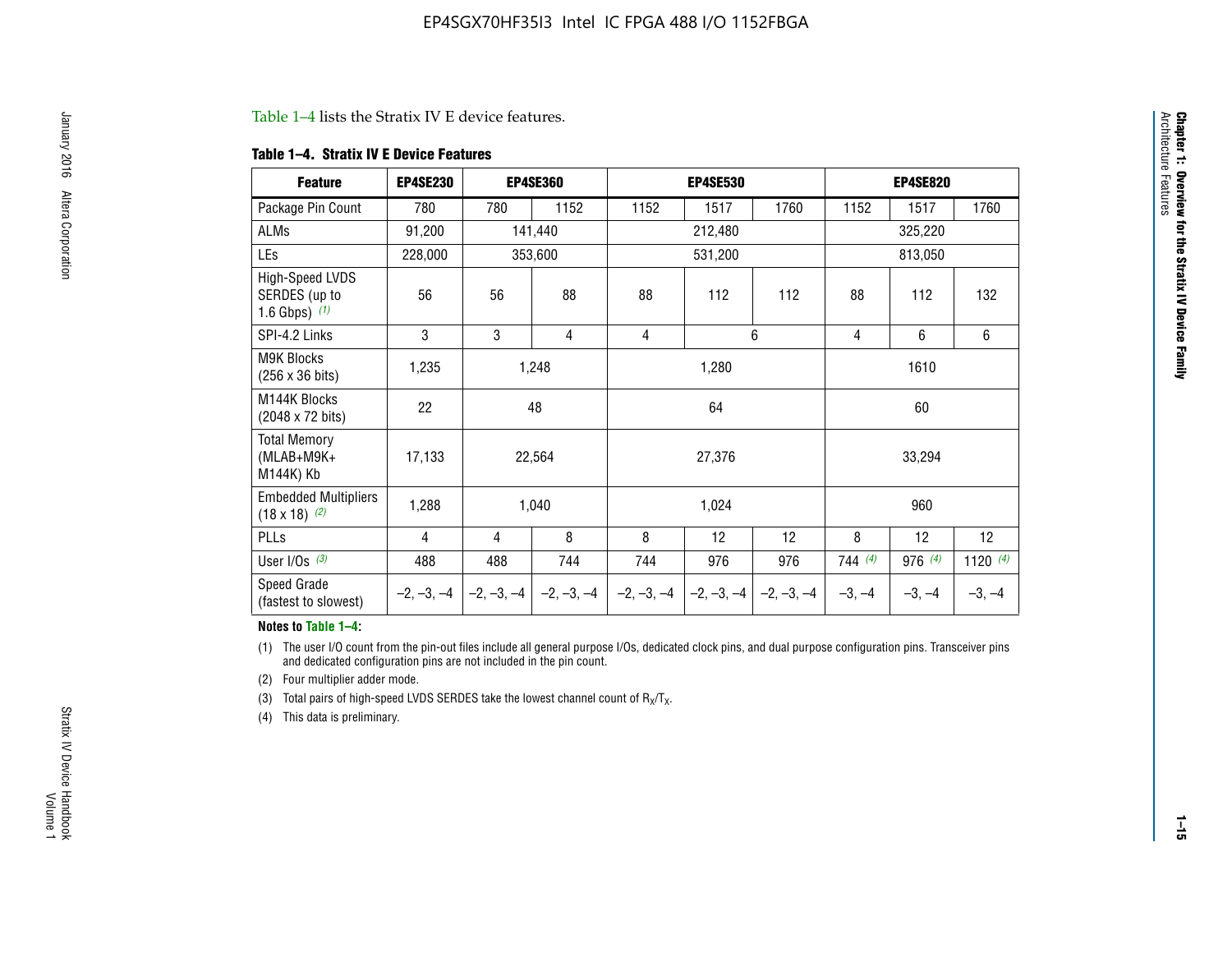Table 1–4 lists the Stratix IV E device features.

**Table 1–4. Stratix IV E Device Features**

| Feature | EP4SE230 | EP4SE360 | | EP4SE530 | | | EP4SE820 | | |
|---|---|---|---|---|---|---|---|---|---|
| Package Pin Count | 780 | 780 | 1152 | 1152 | 1517 | 1760 | 1152 | 1517 | 1760 |
| ALMs | 91,200 | 141,440 | | 212,480 | | | 325,220 | | |
| LEs | 228,000 | 353,600 | | 531,200 | | | 813,050 | | |
| High-Speed LVDS SERDES (up to 1.6 Gbps) *(1)* | 56 | 56 | 88 | 88 | 112 | 112 | 88 | 112 | 132 |
| SPI-4.2 Links | 3 | 3 | 4 | 4 | 6 | | 4 | 6 | 6 |
| M9K Blocks (256 x 36 bits) | 1,235 | 1,248 | | 1,280 | | | 1610 | | |
| M144K Blocks (2048 x 72 bits) | 22 | 48 | | 64 | | | 60 | | |
| Total Memory (MLAB+M9K+ M144K) Kb | 17,133 | 22,564 | | 27,376 | | | 33,294 | | |
| Embedded Multipliers (18 x 18) *(2)* | 1,288 | 1,040 | | 1,024 | | | 960 | | |
| PLLs | 4 | 4 | 8 | 8 | 12 | 12 | 8 | 12 | 12 |
| User I/Os *(3)* | 488 | 488 | 744 | 744 | 976 | 976 | 744 *(4)* | 976 *(4)* | 1120 *(4)* |
| Speed Grade (fastest to slowest) | –2, –3, –4 | –2, –3, –4 | –2, –3, –4 | –2, –3, –4 | –2, –3, –4 | –2, –3, –4 | –3, –4 | –3, –4 | –3, –4 |

**Notes to Table 1–4:**

(1) The user I/O count from the pin-out files include all general purpose I/Os, dedicated clock pins, and dual purpose configuration pins. Transceiver pins and dedicated configuration pins are not included in the pin count.

(2) Four multiplier adder mode.

(3) Total pairs of high-speed LVDS SERDES take the lowest channel count of $R_X/T_X$.

(4) This data is preliminary.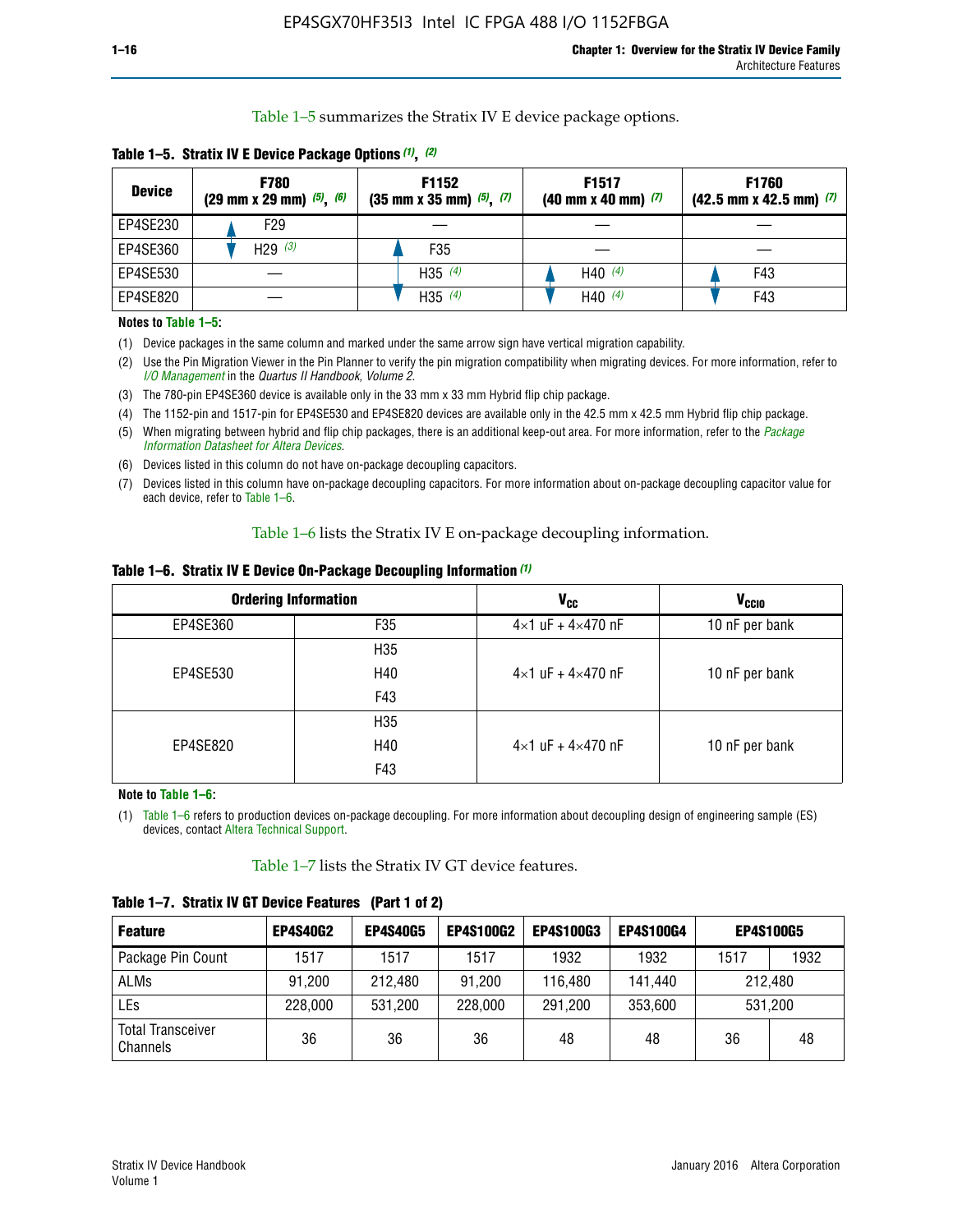Table 1–5 summarizes the Stratix IV E device package options.

**Table 1–5. Stratix IV E Device Package Options (1), (2)**

| Device | F780 (29 mm x 29 mm) (5), (6) | F1152 (35 mm x 35 mm) (5), (7) | F1517 (40 mm x 40 mm) (7) | F1760 (42.5 mm x 42.5 mm) (7) |
|---|---|---|---|---|
| EP4SE230 | F29 | — | — | — |
| EP4SE360 | H29 (3) | F35 | — | — |
| EP4SE530 | — | H35 (4) | H40 (4) | F43 |
| EP4SE820 | — | H35 (4) | H40 (4) | F43 |

**Notes to Table 1–5:**

(1) Device packages in the same column and marked under the same arrow sign have vertical migration capability.

(2) Use the Pin Migration Viewer in the Pin Planner to verify the pin migration compatibility when migrating devices. For more information, refer to *I/O Management* in the *Quartus II Handbook, Volume 2*.

(3) The 780-pin EP4SE360 device is available only in the 33 mm x 33 mm Hybrid flip chip package.

(4) The 1152-pin and 1517-pin for EP4SE530 and EP4SE820 devices are available only in the 42.5 mm x 42.5 mm Hybrid flip chip package.

(5) When migrating between hybrid and flip chip packages, there is an additional keep-out area. For more information, refer to the *Package Information Datasheet for Altera Devices*.

(6) Devices listed in this column do not have on-package decoupling capacitors.

(7) Devices listed in this column have on-package decoupling capacitors. For more information about on-package decoupling capacitor value for each device, refer to Table 1–6.

Table 1–6 lists the Stratix IV E on-package decoupling information.

**Table 1–6. Stratix IV E Device On-Package Decoupling Information (1)**

| Ordering Information | | $V_{CC}$ | $V_{CCIO}$ |
|---|---|---|---|
| EP4SE360 | F35 | 4×1 uF + 4×470 nF | 10 nF per bank |
| EP4SE530 | H35<br>H40<br>F43 | 4×1 uF + 4×470 nF | 10 nF per bank |
| EP4SE820 | H35<br>H40<br>F43 | 4×1 uF + 4×470 nF | 10 nF per bank |

**Note to Table 1–6:**

(1) Table 1–6 refers to production devices on-package decoupling. For more information about decoupling design of engineering sample (ES) devices, contact Altera Technical Support.

Table 1–7 lists the Stratix IV GT device features.

**Table 1–7. Stratix IV GT Device Features (Part 1 of 2)**

| Feature | EP4S40G2 | EP4S40G5 | EP4S100G2 | EP4S100G3 | EP4S100G4 | EP4S100G5 | |
|---|---|---|---|---|---|---|---|
| Package Pin Count | 1517 | 1517 | 1517 | 1932 | 1932 | 1517 | 1932 |
| ALMs | 91,200 | 212,480 | 91,200 | 116,480 | 141,440 | 212,480 | |
| LEs | 228,000 | 531,200 | 228,000 | 291,200 | 353,600 | 531,200 | |
| Total Transceiver Channels | 36 | 36 | 36 | 48 | 48 | 36 | 48 |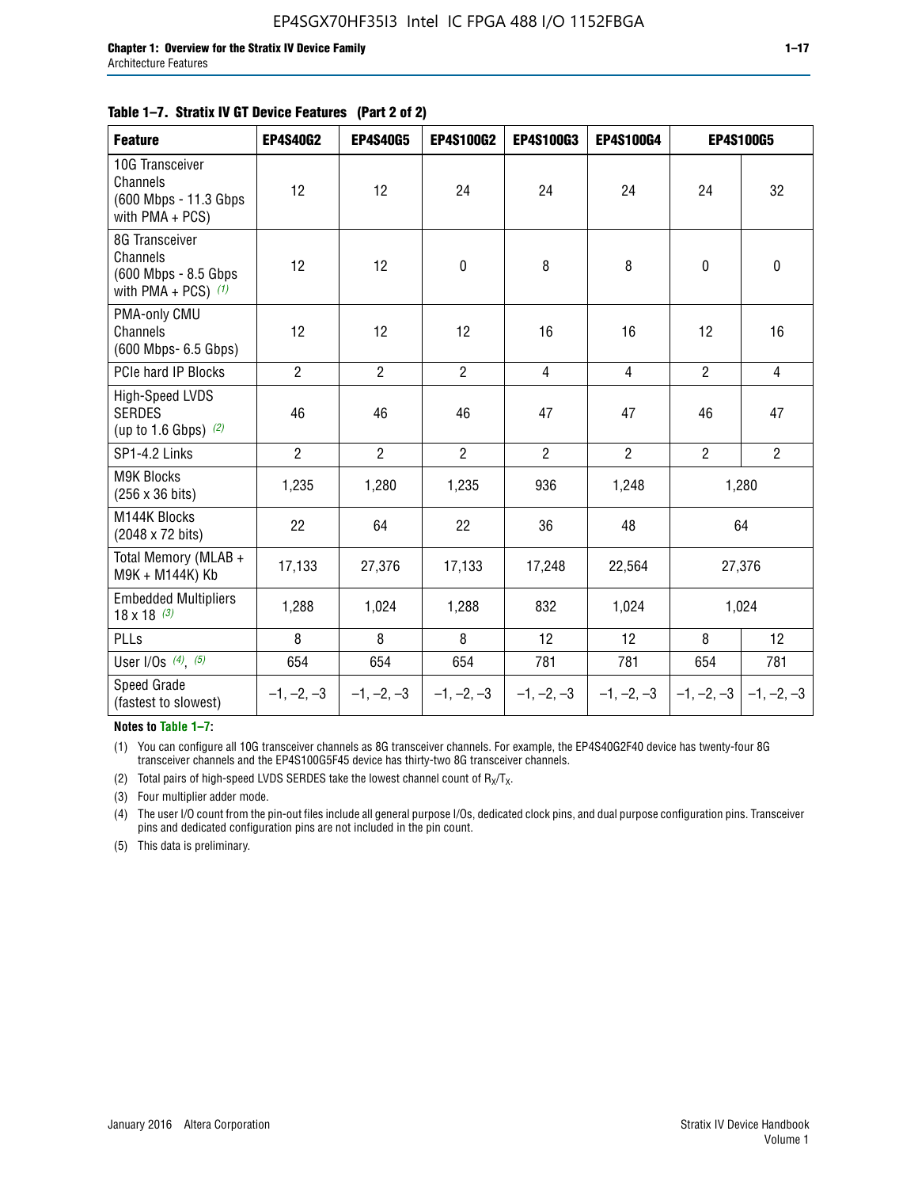**Table 1–7. Stratix IV GT Device Features (Part 2 of 2)**

| Feature | EP4S40G2 | EP4S40G5 | EP4S100G2 | EP4S100G3 | EP4S100G4 | EP4S100G5 | |
|---|---|---|---|---|---|---|---|
| 10G Transceiver Channels (600 Mbps - 11.3 Gbps with PMA + PCS) | 12 | 12 | 24 | 24 | 24 | 24 | 32 |
| 8G Transceiver Channels (600 Mbps - 8.5 Gbps with PMA + PCS) *(1)* | 12 | 12 | 0 | 8 | 8 | 0 | 0 |
| PMA-only CMU Channels (600 Mbps- 6.5 Gbps) | 12 | 12 | 12 | 16 | 16 | 12 | 16 |
| PCIe hard IP Blocks | 2 | 2 | 2 | 4 | 4 | 2 | 4 |
| High-Speed LVDS SERDES (up to 1.6 Gbps) *(2)* | 46 | 46 | 46 | 47 | 47 | 46 | 47 |
| SP1-4.2 Links | 2 | 2 | 2 | 2 | 2 | 2 | 2 |
| M9K Blocks (256 x 36 bits) | 1,235 | 1,280 | 1,235 | 936 | 1,248 | 1,280 | |
| M144K Blocks (2048 x 72 bits) | 22 | 64 | 22 | 36 | 48 | 64 | |
| Total Memory (MLAB + M9K + M144K) Kb | 17,133 | 27,376 | 17,133 | 17,248 | 22,564 | 27,376 | |
| Embedded Multipliers 18 x 18 *(3)* | 1,288 | 1,024 | 1,288 | 832 | 1,024 | 1,024 | |
| PLLs | 8 | 8 | 8 | 12 | 12 | 8 | 12 |
| User I/Os *(4)*, *(5)* | 654 | 654 | 654 | 781 | 781 | 654 | 781 |
| Speed Grade (fastest to slowest) | –1, –2, –3 | –1, –2, –3 | –1, –2, –3 | –1, –2, –3 | –1, –2, –3 | –1, –2, –3 | –1, –2, –3 |

**Notes to Table 1–7:**

(1) You can configure all 10G transceiver channels as 8G transceiver channels. For example, the EP4S40G2F40 device has twenty-four 8G transceiver channels and the EP4S100G5F45 device has thirty-two 8G transceiver channels.

(2) Total pairs of high-speed LVDS SERDES take the lowest channel count of $R_X/T_X$.

(3) Four multiplier adder mode.

(4) The user I/O count from the pin-out files include all general purpose I/Os, dedicated clock pins, and dual purpose configuration pins. Transceiver pins and dedicated configuration pins are not included in the pin count.

(5) This data is preliminary.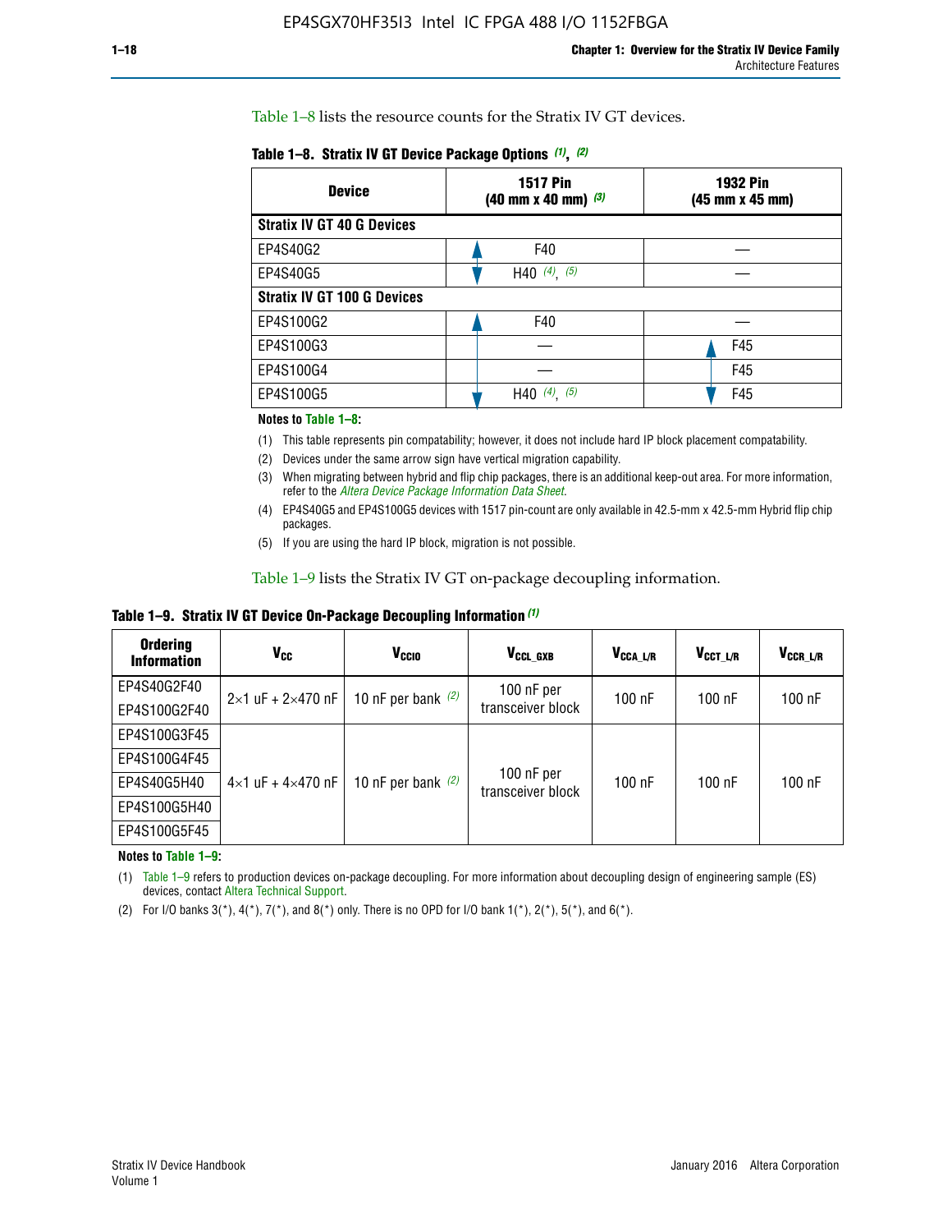Table 1–8 lists the resource counts for the Stratix IV GT devices.

**Table 1–8. Stratix IV GT Device Package Options (1), (2)**

| Device | 1517 Pin (40 mm x 40 mm) (3) | 1932 Pin (45 mm x 45 mm) |
|---|---|---|
| **Stratix IV GT 40 G Devices** | | |
| EP4S40G2 | F40 | — |
| EP4S40G5 | H40 (4), (5) | — |
| **Stratix IV GT 100 G Devices** | | |
| EP4S100G2 | F40 | — |
| EP4S100G3 | — | F45 |
| EP4S100G4 | — | F45 |
| EP4S100G5 | H40 (4), (5) | F45 |

**Notes to Table 1–8:**

(1) This table represents pin compatability; however, it does not include hard IP block placement compatability.

(2) Devices under the same arrow sign have vertical migration capability.

(3) When migrating between hybrid and flip chip packages, there is an additional keep-out area. For more information, refer to the *Altera Device Package Information Data Sheet*.

(4) EP4S40G5 and EP4S100G5 devices with 1517 pin-count are only available in 42.5-mm x 42.5-mm Hybrid flip chip packages.

(5) If you are using the hard IP block, migration is not possible.

Table 1–9 lists the Stratix IV GT on-package decoupling information.

**Table 1–9. Stratix IV GT Device On-Package Decoupling Information (1)**

| Ordering Information | $V_{CC}$ | $V_{CCIO}$ | $V_{CCL\_GXB}$ | $V_{CCA\_L/R}$ | $V_{CCT\_L/R}$ | $V_{CCR\_L/R}$ |
|---|---|---|---|---|---|---|
| EP4S40G2F40 | 2×1 uF + 2×470 nF | 10 nF per bank (2) | 100 nF per transceiver block | 100 nF | 100 nF | 100 nF |
| EP4S100G2F40 | | | | | | |
| EP4S100G3F45 | 4×1 uF + 4×470 nF | 10 nF per bank (2) | 100 nF per transceiver block | 100 nF | 100 nF | 100 nF |
| EP4S100G4F45 | | | | | | |
| EP4S40G5H40 | | | | | | |
| EP4S100G5H40 | | | | | | |
| EP4S100G5F45 | | | | | | |

**Notes to Table 1–9:**

(1) Table 1–9 refers to production devices on-package decoupling. For more information about decoupling design of engineering sample (ES) devices, contact Altera Technical Support.

(2) For I/O banks 3(*), 4(*), 7(*), and 8(*) only. There is no OPD for I/O bank 1(*), 2(*), 5(*), and 6(*).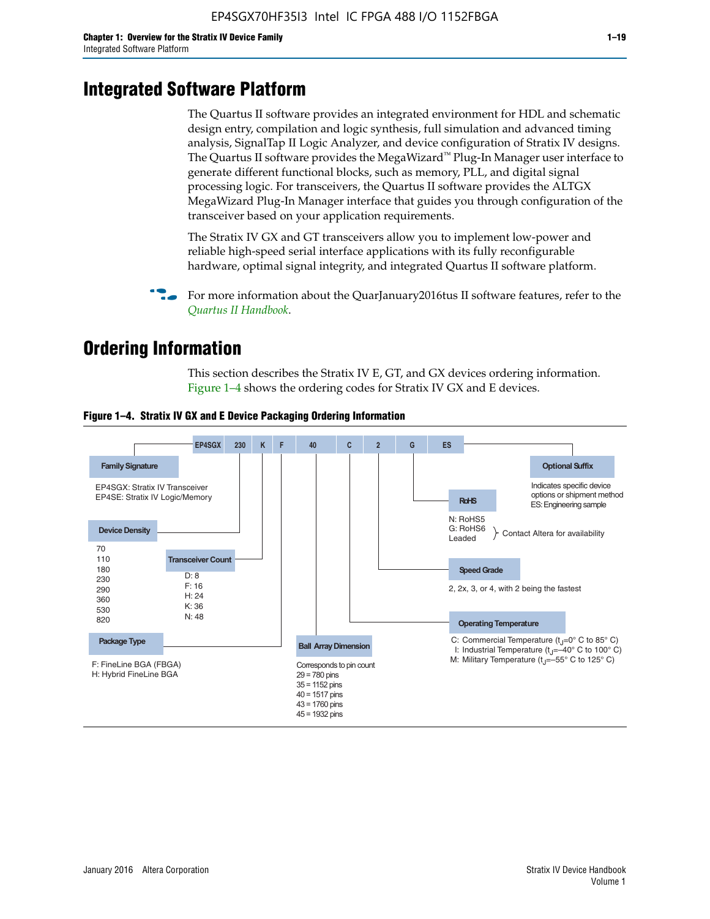# Integrated Software Platform

The Quartus II software provides an integrated environment for HDL and schematic design entry, compilation and logic synthesis, full simulation and advanced timing analysis, SignalTap II Logic Analyzer, and device configuration of Stratix IV designs. The Quartus II software provides the MegaWizard™ Plug-In Manager user interface to generate different functional blocks, such as memory, PLL, and digital signal processing logic. For transceivers, the Quartus II software provides the ALTGX MegaWizard Plug-In Manager interface that guides you through configuration of the transceiver based on your application requirements.

The Stratix IV GX and GT transceivers allow you to implement low-power and reliable high-speed serial interface applications with its fully reconfigurable hardware, optimal signal integrity, and integrated Quartus II software platform.

For more information about the QuarJanuary2016tus II software features, refer to the *Quartus II Handbook*.

# Ordering Information

This section describes the Stratix IV E, GT, and GX devices ordering information. Figure 1–4 shows the ordering codes for Stratix IV GX and E devices.

**Figure 1–4. Stratix IV GX and E Device Packaging Ordering Information**

EP4SGX 230 K F 40 C 2 G ES

**Family Signature**
- EP4SGX: Stratix IV Transceiver
- EP4SE: Stratix IV Logic/Memory

**Device Density**
- 70
- 110
- 180
- 230
- 290
- 360
- 530
- 820

**Transceiver Count**
- D: 8
- F: 16
- H: 24
- K: 36
- N: 48

**Package Type**
- F: FineLine BGA (FBGA)
- H: Hybrid FineLine BGA

**Ball Array Dimension**

Corresponds to pin count
- 29 = 780 pins
- 35 = 1152 pins
- 40 = 1517 pins
- 43 = 1760 pins
- 45 = 1932 pins

**Operating Temperature**
- C: Commercial Temperature ($t_J$=0° C to 85° C)
- I: Industrial Temperature ($t_J$=–40° C to 100° C)
- M: Military Temperature ($t_J$=–55° C to 125° C)

**Speed Grade**

2, 2x, 3, or 4, with 2 being the fastest

**RoHS**
- N: RoHS5
- G: RoHS6
- Leaded

Contact Altera for availability

**Optional Suffix**

Indicates specific device options or shipment method
ES: Engineering sample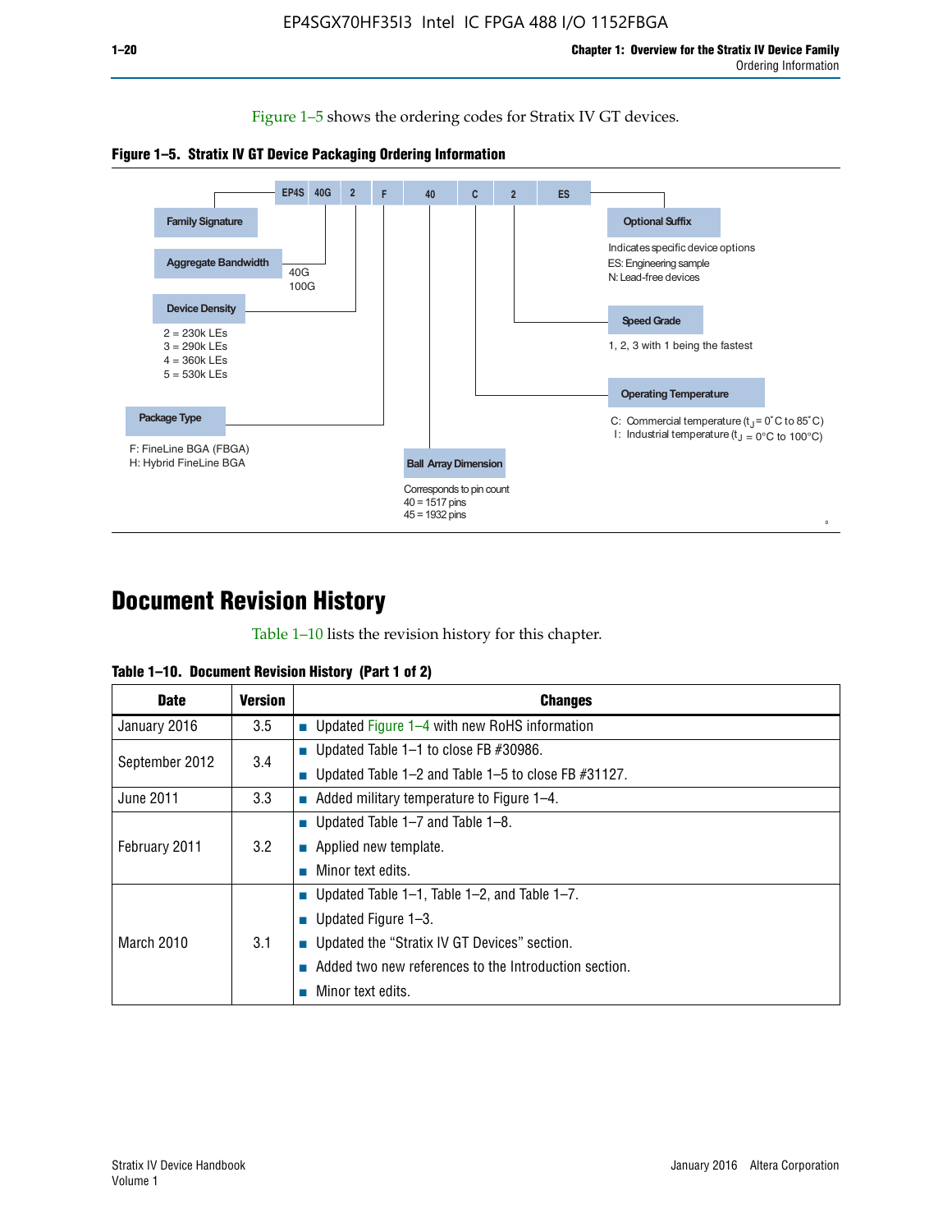Figure 1–5 shows the ordering codes for Stratix IV GT devices.

**Figure 1–5. Stratix IV GT Device Packaging Ordering Information**

| EP4S | 40G | 2 | F | 40 | C | 2 | ES |
|---|---|---|---|---|---|---|---|

- **Family Signature**
- **Aggregate Bandwidth**
  - 40G
  - 100G
- **Device Density**
  - 2 = 230k LEs
  - 3 = 290k LEs
  - 4 = 360k LEs
  - 5 = 530k LEs
- **Package Type**
  - F: FineLine BGA (FBGA)
  - H: Hybrid FineLine BGA
- **Ball Array Dimension**
  - Corresponds to pin count
  - 40 = 1517 pins
  - 45 = 1932 pins
- **Operating Temperature**
  - C: Commercial temperature ($t_J$ = 0°C to 85°C)
  - I: Industrial temperature ($t_J$ = 0°C to 100°C)
- **Speed Grade**
  - 1, 2, 3 with 1 being the fastest
- **Optional Suffix**
  - Indicates specific device options
  - ES: Engineering sample
  - N: Lead-free devices

# Document Revision History

Table 1–10 lists the revision history for this chapter.

**Table 1–10. Document Revision History (Part 1 of 2)**

| Date | Version | Changes |
|---|---|---|
| January 2016 | 3.5 | ■ Updated Figure 1–4 with new RoHS information |
| September 2012 | 3.4 | ■ Updated Table 1–1 to close FB #30986.<br>■ Updated Table 1–2 and Table 1–5 to close FB #31127. |
| June 2011 | 3.3 | ■ Added military temperature to Figure 1–4. |
| February 2011 | 3.2 | ■ Updated Table 1–7 and Table 1–8.<br>■ Applied new template.<br>■ Minor text edits. |
| March 2010 | 3.1 | ■ Updated Table 1–1, Table 1–2, and Table 1–7.<br>■ Updated Figure 1–3.<br>■ Updated the “Stratix IV GT Devices” section.<br>■ Added two new references to the Introduction section.<br>■ Minor text edits. |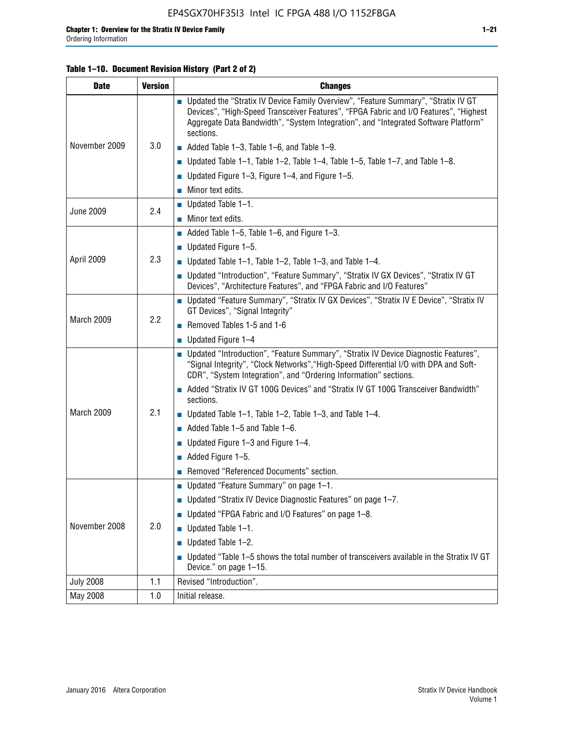**Table 1–10. Document Revision History (Part 2 of 2)**

| Date | Version | Changes |
|---|---|---|
| November 2009 | 3.0 | ■ Updated the "Stratix IV Device Family Overview", "Feature Summary", "Stratix IV GT Devices", "High-Speed Transceiver Features", "FPGA Fabric and I/O Features", "Highest Aggregate Data Bandwidth", "System Integration", and "Integrated Software Platform" sections. <br> ■ Added Table 1–3, Table 1–6, and Table 1–9. <br> ■ Updated Table 1–1, Table 1–2, Table 1–4, Table 1–5, Table 1–7, and Table 1–8. <br> ■ Updated Figure 1–3, Figure 1–4, and Figure 1–5. <br> ■ Minor text edits. |
| June 2009 | 2.4 | ■ Updated Table 1–1. <br> ■ Minor text edits. |
| April 2009 | 2.3 | ■ Added Table 1–5, Table 1–6, and Figure 1–3. <br> ■ Updated Figure 1–5. <br> ■ Updated Table 1–1, Table 1–2, Table 1–3, and Table 1–4. <br> ■ Updated "Introduction", "Feature Summary", "Stratix IV GX Devices", "Stratix IV GT Devices", "Architecture Features", and "FPGA Fabric and I/O Features" |
| March 2009 | 2.2 | ■ Updated "Feature Summary", "Stratix IV GX Devices", "Stratix IV E Device", "Stratix IV GT Devices", "Signal Integrity" <br> ■ Removed Tables 1-5 and 1-6 <br> ■ Updated Figure 1–4 |
| March 2009 | 2.1 | ■ Updated "Introduction", "Feature Summary", "Stratix IV Device Diagnostic Features", "Signal Integrity", "Clock Networks","High-Speed Differential I/O with DPA and Soft-CDR", "System Integration", and "Ordering Information" sections. <br> ■ Added "Stratix IV GT 100G Devices" and "Stratix IV GT 100G Transceiver Bandwidth" sections. <br> ■ Updated Table 1–1, Table 1–2, Table 1–3, and Table 1–4. <br> ■ Added Table 1–5 and Table 1–6. <br> ■ Updated Figure 1–3 and Figure 1–4. <br> ■ Added Figure 1–5. <br> ■ Removed "Referenced Documents" section. |
| November 2008 | 2.0 | ■ Updated "Feature Summary" on page 1–1. <br> ■ Updated "Stratix IV Device Diagnostic Features" on page 1–7. <br> ■ Updated "FPGA Fabric and I/O Features" on page 1–8. <br> ■ Updated Table 1–1. <br> ■ Updated Table 1–2. <br> ■ Updated "Table 1–5 shows the total number of transceivers available in the Stratix IV GT Device." on page 1–15. |
| July 2008 | 1.1 | Revised "Introduction". |
| May 2008 | 1.0 | Initial release. |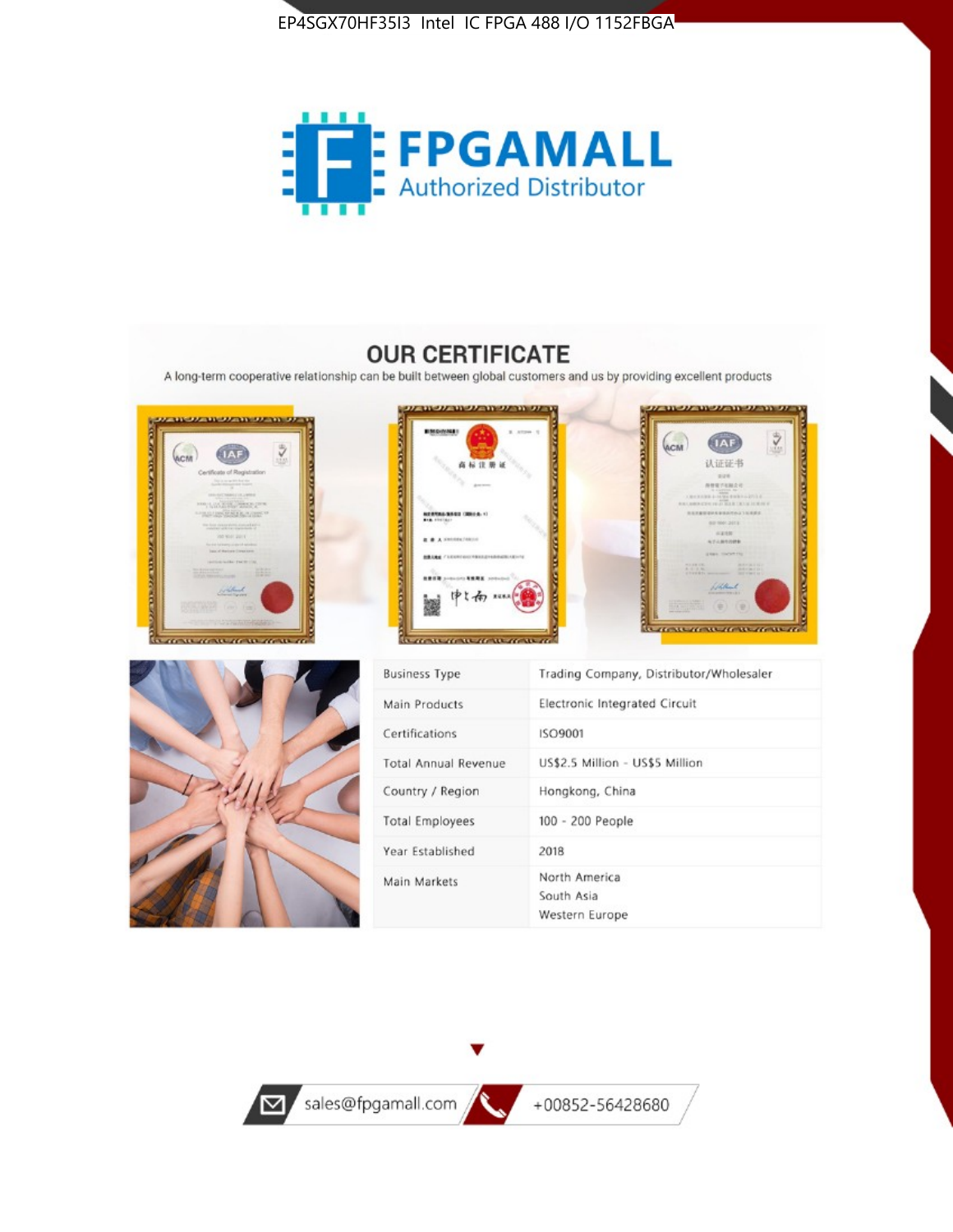FPGAMALL
Authorized Distributor

## OUR CERTIFICATE

A long-term cooperative relationship can be built between global customers and us by providing excellent products

| | |
|---|---|
| Business Type | Trading Company, Distributor/Wholesaler |
| Main Products | Electronic Integrated Circuit |
| Certifications | ISO9001 |
| Total Annual Revenue | US$2.5 Million - US$5 Million |
| Country / Region | Hongkong, China |
| Total Employees | 100 - 200 People |
| Year Established | 2018 |
| Main Markets | North America<br>South Asia<br>Western Europe |

sales@fpgamall.com

+00852-56428680